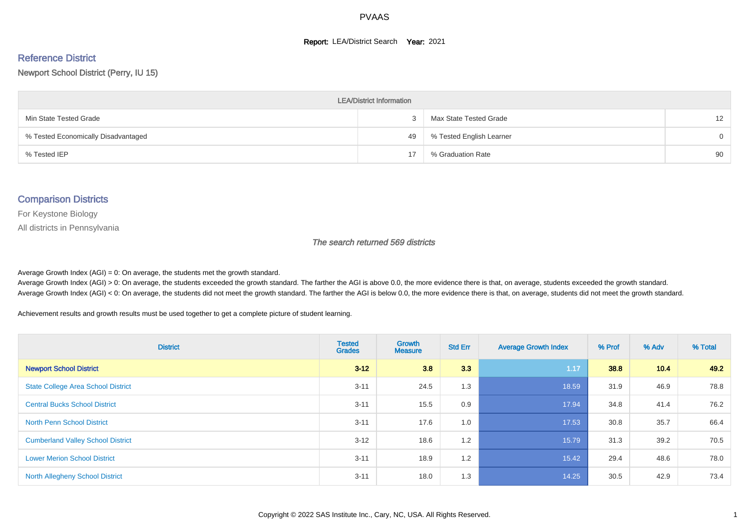# PVAAS

**Report:** LEA/District Search **Year:** 2021

## Reference District

Newport School District (Perry, IU 15)

| LEA/District Information | | | |
|---|---|---|---|
| Min State Tested Grade | 3 | Max State Tested Grade | 12 |
| % Tested Economically Disadvantaged | 49 | % Tested English Learner | 0 |
| % Tested IEP | 17 | % Graduation Rate | 90 |

## Comparison Districts

For Keystone Biology

All districts in Pennsylvania

*The search returned 569 districts*

Average Growth Index (AGI) = 0: On average, the students met the growth standard.

Average Growth Index (AGI) > 0: On average, the students exceeded the growth standard. The farther the AGI is above 0.0, the more evidence there is that, on average, students exceeded the growth standard.

Average Growth Index (AGI) < 0: On average, the students did not meet the growth standard. The farther the AGI is below 0.0, the more evidence there is that, on average, students did not meet the growth standard.

Achievement results and growth results must be used together to get a complete picture of student learning.

| District | Tested Grades | Growth Measure | Std Err | Average Growth Index | % Prof | % Adv | % Total |
|---|---|---|---|---|---|---|---|
| **Newport School District** | **3-12** | **3.8** | **3.3** | 1.17 | **38.8** | **10.4** | **49.2** |
| State College Area School District | 3-11 | 24.5 | 1.3 | 18.59 | 31.9 | 46.9 | 78.8 |
| Central Bucks School District | 3-11 | 15.5 | 0.9 | 17.94 | 34.8 | 41.4 | 76.2 |
| North Penn School District | 3-11 | 17.6 | 1.0 | 17.53 | 30.8 | 35.7 | 66.4 |
| Cumberland Valley School District | 3-12 | 18.6 | 1.2 | 15.79 | 31.3 | 39.2 | 70.5 |
| Lower Merion School District | 3-11 | 18.9 | 1.2 | 15.42 | 29.4 | 48.6 | 78.0 |
| North Allegheny School District | 3-11 | 18.0 | 1.3 | 14.25 | 30.5 | 42.9 | 73.4 |

Copyright © 2022 SAS Institute Inc., Cary, NC, USA. All Rights Reserved.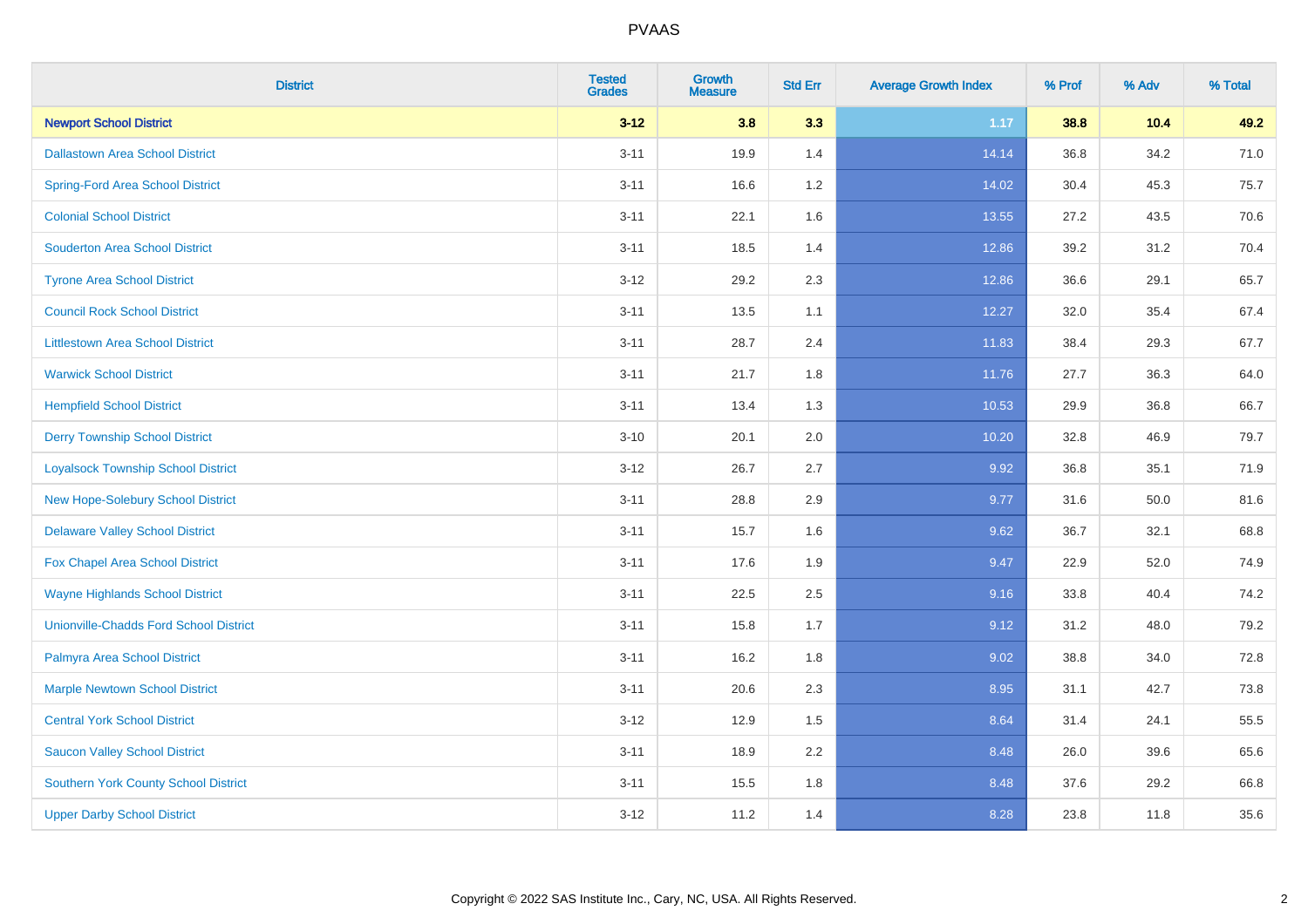PVAAS

| District | Tested Grades | Growth Measure | Std Err | Average Growth Index | % Prof | % Adv | % Total |
|---|---|---|---|---|---|---|---|
| **Newport School District** | **3-12** | **3.8** | **3.3** | **1.17** | **38.8** | **10.4** | **49.2** |
| Dallastown Area School District | 3-11 | 19.9 | 1.4 | 14.14 | 36.8 | 34.2 | 71.0 |
| Spring-Ford Area School District | 3-11 | 16.6 | 1.2 | 14.02 | 30.4 | 45.3 | 75.7 |
| Colonial School District | 3-11 | 22.1 | 1.6 | 13.55 | 27.2 | 43.5 | 70.6 |
| Souderton Area School District | 3-11 | 18.5 | 1.4 | 12.86 | 39.2 | 31.2 | 70.4 |
| Tyrone Area School District | 3-12 | 29.2 | 2.3 | 12.86 | 36.6 | 29.1 | 65.7 |
| Council Rock School District | 3-11 | 13.5 | 1.1 | 12.27 | 32.0 | 35.4 | 67.4 |
| Littlestown Area School District | 3-11 | 28.7 | 2.4 | 11.83 | 38.4 | 29.3 | 67.7 |
| Warwick School District | 3-11 | 21.7 | 1.8 | 11.76 | 27.7 | 36.3 | 64.0 |
| Hempfield School District | 3-11 | 13.4 | 1.3 | 10.53 | 29.9 | 36.8 | 66.7 |
| Derry Township School District | 3-10 | 20.1 | 2.0 | 10.20 | 32.8 | 46.9 | 79.7 |
| Loyalsock Township School District | 3-12 | 26.7 | 2.7 | 9.92 | 36.8 | 35.1 | 71.9 |
| New Hope-Solebury School District | 3-11 | 28.8 | 2.9 | 9.77 | 31.6 | 50.0 | 81.6 |
| Delaware Valley School District | 3-11 | 15.7 | 1.6 | 9.62 | 36.7 | 32.1 | 68.8 |
| Fox Chapel Area School District | 3-11 | 17.6 | 1.9 | 9.47 | 22.9 | 52.0 | 74.9 |
| Wayne Highlands School District | 3-11 | 22.5 | 2.5 | 9.16 | 33.8 | 40.4 | 74.2 |
| Unionville-Chadds Ford School District | 3-11 | 15.8 | 1.7 | 9.12 | 31.2 | 48.0 | 79.2 |
| Palmyra Area School District | 3-11 | 16.2 | 1.8 | 9.02 | 38.8 | 34.0 | 72.8 |
| Marple Newtown School District | 3-11 | 20.6 | 2.3 | 8.95 | 31.1 | 42.7 | 73.8 |
| Central York School District | 3-12 | 12.9 | 1.5 | 8.64 | 31.4 | 24.1 | 55.5 |
| Saucon Valley School District | 3-11 | 18.9 | 2.2 | 8.48 | 26.0 | 39.6 | 65.6 |
| Southern York County School District | 3-11 | 15.5 | 1.8 | 8.48 | 37.6 | 29.2 | 66.8 |
| Upper Darby School District | 3-12 | 11.2 | 1.4 | 8.28 | 23.8 | 11.8 | 35.6 |

Copyright © 2022 SAS Institute Inc., Cary, NC, USA. All Rights Reserved.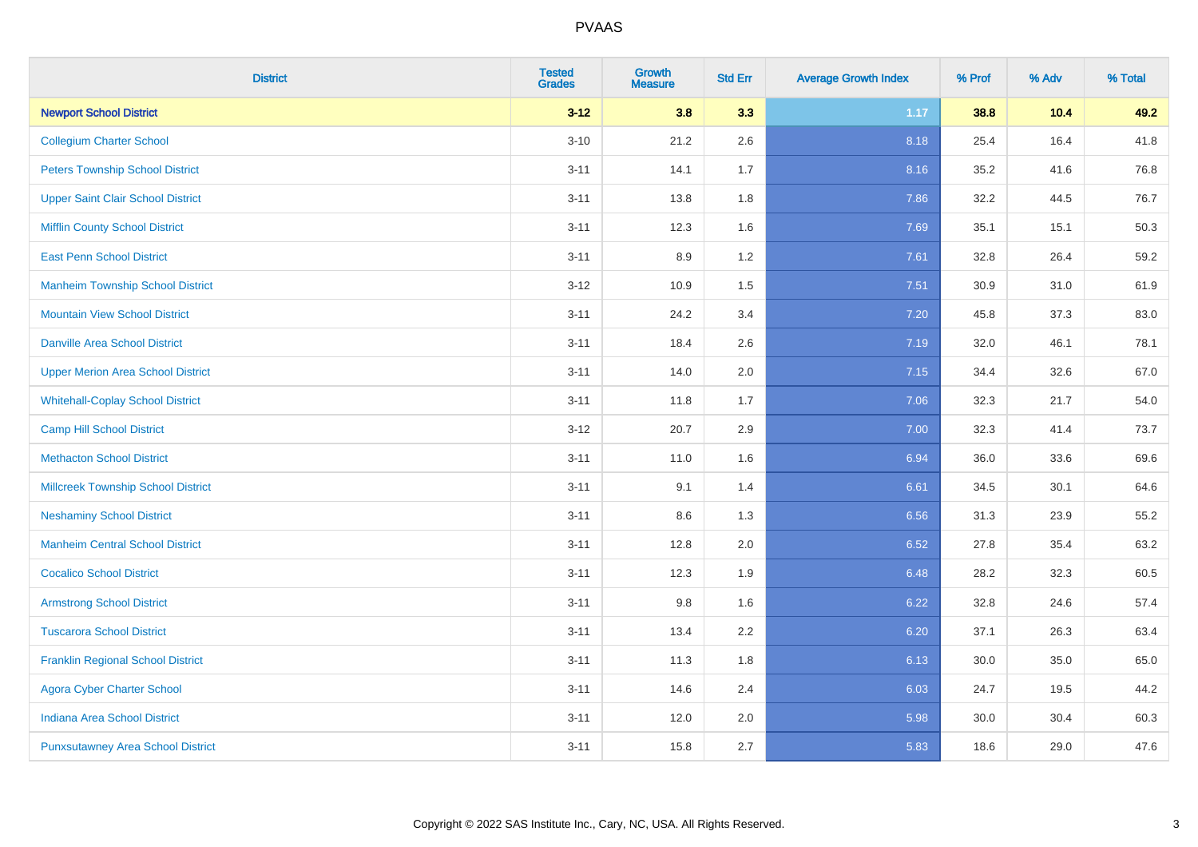| District | Tested Grades | Growth Measure | Std Err | Average Growth Index | % Prof | % Adv | % Total |
|---|---|---|---|---|---|---|---|
| **Newport School District** | **3-12** | **3.8** | **3.3** | **1.17** | **38.8** | **10.4** | **49.2** |
| Collegium Charter School | 3-10 | 21.2 | 2.6 | 8.18 | 25.4 | 16.4 | 41.8 |
| Peters Township School District | 3-11 | 14.1 | 1.7 | 8.16 | 35.2 | 41.6 | 76.8 |
| Upper Saint Clair School District | 3-11 | 13.8 | 1.8 | 7.86 | 32.2 | 44.5 | 76.7 |
| Mifflin County School District | 3-11 | 12.3 | 1.6 | 7.69 | 35.1 | 15.1 | 50.3 |
| East Penn School District | 3-11 | 8.9 | 1.2 | 7.61 | 32.8 | 26.4 | 59.2 |
| Manheim Township School District | 3-12 | 10.9 | 1.5 | 7.51 | 30.9 | 31.0 | 61.9 |
| Mountain View School District | 3-11 | 24.2 | 3.4 | 7.20 | 45.8 | 37.3 | 83.0 |
| Danville Area School District | 3-11 | 18.4 | 2.6 | 7.19 | 32.0 | 46.1 | 78.1 |
| Upper Merion Area School District | 3-11 | 14.0 | 2.0 | 7.15 | 34.4 | 32.6 | 67.0 |
| Whitehall-Coplay School District | 3-11 | 11.8 | 1.7 | 7.06 | 32.3 | 21.7 | 54.0 |
| Camp Hill School District | 3-12 | 20.7 | 2.9 | 7.00 | 32.3 | 41.4 | 73.7 |
| Methacton School District | 3-11 | 11.0 | 1.6 | 6.94 | 36.0 | 33.6 | 69.6 |
| Millcreek Township School District | 3-11 | 9.1 | 1.4 | 6.61 | 34.5 | 30.1 | 64.6 |
| Neshaminy School District | 3-11 | 8.6 | 1.3 | 6.56 | 31.3 | 23.9 | 55.2 |
| Manheim Central School District | 3-11 | 12.8 | 2.0 | 6.52 | 27.8 | 35.4 | 63.2 |
| Cocalico School District | 3-11 | 12.3 | 1.9 | 6.48 | 28.2 | 32.3 | 60.5 |
| Armstrong School District | 3-11 | 9.8 | 1.6 | 6.22 | 32.8 | 24.6 | 57.4 |
| Tuscarora School District | 3-11 | 13.4 | 2.2 | 6.20 | 37.1 | 26.3 | 63.4 |
| Franklin Regional School District | 3-11 | 11.3 | 1.8 | 6.13 | 30.0 | 35.0 | 65.0 |
| Agora Cyber Charter School | 3-11 | 14.6 | 2.4 | 6.03 | 24.7 | 19.5 | 44.2 |
| Indiana Area School District | 3-11 | 12.0 | 2.0 | 5.98 | 30.0 | 30.4 | 60.3 |
| Punxsutawney Area School District | 3-11 | 15.8 | 2.7 | 5.83 | 18.6 | 29.0 | 47.6 |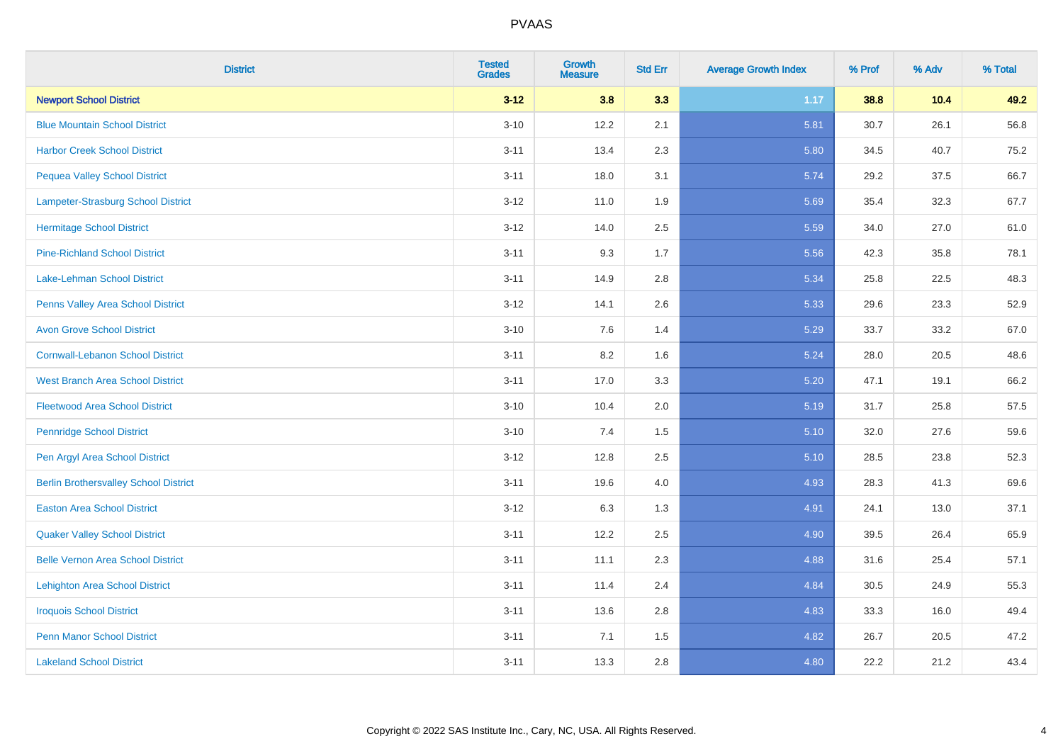| District | Tested Grades | Growth Measure | Std Err | Average Growth Index | % Prof | % Adv | % Total |
|---|---|---|---|---|---|---|---|
| **Newport School District** | **3-12** | **3.8** | **3.3** | **1.17** | **38.8** | **10.4** | **49.2** |
| Blue Mountain School District | 3-10 | 12.2 | 2.1 | 5.81 | 30.7 | 26.1 | 56.8 |
| Harbor Creek School District | 3-11 | 13.4 | 2.3 | 5.80 | 34.5 | 40.7 | 75.2 |
| Pequea Valley School District | 3-11 | 18.0 | 3.1 | 5.74 | 29.2 | 37.5 | 66.7 |
| Lampeter-Strasburg School District | 3-12 | 11.0 | 1.9 | 5.69 | 35.4 | 32.3 | 67.7 |
| Hermitage School District | 3-12 | 14.0 | 2.5 | 5.59 | 34.0 | 27.0 | 61.0 |
| Pine-Richland School District | 3-11 | 9.3 | 1.7 | 5.56 | 42.3 | 35.8 | 78.1 |
| Lake-Lehman School District | 3-11 | 14.9 | 2.8 | 5.34 | 25.8 | 22.5 | 48.3 |
| Penns Valley Area School District | 3-12 | 14.1 | 2.6 | 5.33 | 29.6 | 23.3 | 52.9 |
| Avon Grove School District | 3-10 | 7.6 | 1.4 | 5.29 | 33.7 | 33.2 | 67.0 |
| Cornwall-Lebanon School District | 3-11 | 8.2 | 1.6 | 5.24 | 28.0 | 20.5 | 48.6 |
| West Branch Area School District | 3-11 | 17.0 | 3.3 | 5.20 | 47.1 | 19.1 | 66.2 |
| Fleetwood Area School District | 3-10 | 10.4 | 2.0 | 5.19 | 31.7 | 25.8 | 57.5 |
| Pennridge School District | 3-10 | 7.4 | 1.5 | 5.10 | 32.0 | 27.6 | 59.6 |
| Pen Argyl Area School District | 3-12 | 12.8 | 2.5 | 5.10 | 28.5 | 23.8 | 52.3 |
| Berlin Brothersvalley School District | 3-11 | 19.6 | 4.0 | 4.93 | 28.3 | 41.3 | 69.6 |
| Easton Area School District | 3-12 | 6.3 | 1.3 | 4.91 | 24.1 | 13.0 | 37.1 |
| Quaker Valley School District | 3-11 | 12.2 | 2.5 | 4.90 | 39.5 | 26.4 | 65.9 |
| Belle Vernon Area School District | 3-11 | 11.1 | 2.3 | 4.88 | 31.6 | 25.4 | 57.1 |
| Lehighton Area School District | 3-11 | 11.4 | 2.4 | 4.84 | 30.5 | 24.9 | 55.3 |
| Iroquois School District | 3-11 | 13.6 | 2.8 | 4.83 | 33.3 | 16.0 | 49.4 |
| Penn Manor School District | 3-11 | 7.1 | 1.5 | 4.82 | 26.7 | 20.5 | 47.2 |
| Lakeland School District | 3-11 | 13.3 | 2.8 | 4.80 | 22.2 | 21.2 | 43.4 |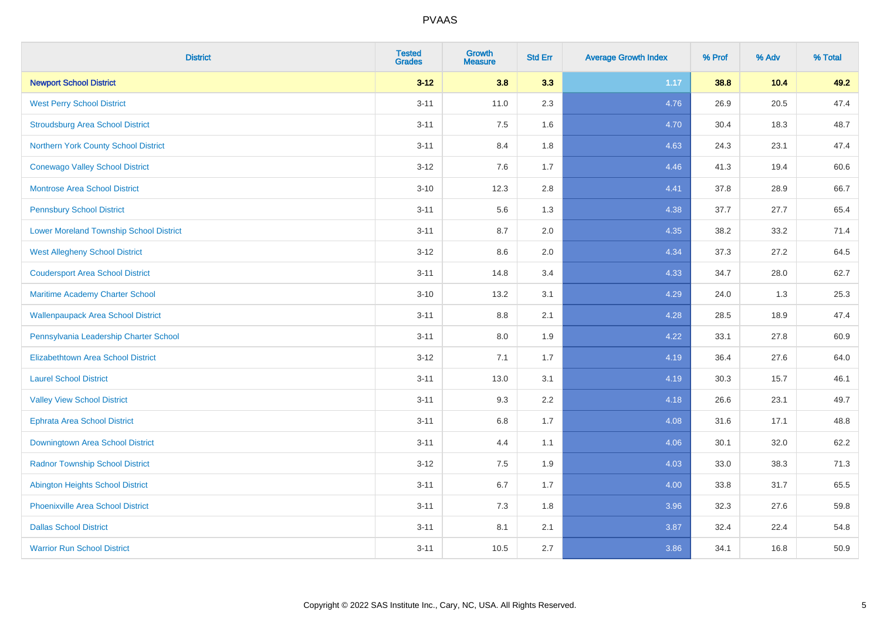| District | Tested Grades | Growth Measure | Std Err | Average Growth Index | % Prof | % Adv | % Total |
|---|---|---|---|---|---|---|---|
| **Newport School District** | **3-12** | **3.8** | **3.3** | **1.17** | **38.8** | **10.4** | **49.2** |
| West Perry School District | 3-11 | 11.0 | 2.3 | 4.76 | 26.9 | 20.5 | 47.4 |
| Stroudsburg Area School District | 3-11 | 7.5 | 1.6 | 4.70 | 30.4 | 18.3 | 48.7 |
| Northern York County School District | 3-11 | 8.4 | 1.8 | 4.63 | 24.3 | 23.1 | 47.4 |
| Conewago Valley School District | 3-12 | 7.6 | 1.7 | 4.46 | 41.3 | 19.4 | 60.6 |
| Montrose Area School District | 3-10 | 12.3 | 2.8 | 4.41 | 37.8 | 28.9 | 66.7 |
| Pennsbury School District | 3-11 | 5.6 | 1.3 | 4.38 | 37.7 | 27.7 | 65.4 |
| Lower Moreland Township School District | 3-11 | 8.7 | 2.0 | 4.35 | 38.2 | 33.2 | 71.4 |
| West Allegheny School District | 3-12 | 8.6 | 2.0 | 4.34 | 37.3 | 27.2 | 64.5 |
| Coudersport Area School District | 3-11 | 14.8 | 3.4 | 4.33 | 34.7 | 28.0 | 62.7 |
| Maritime Academy Charter School | 3-10 | 13.2 | 3.1 | 4.29 | 24.0 | 1.3 | 25.3 |
| Wallenpaupack Area School District | 3-11 | 8.8 | 2.1 | 4.28 | 28.5 | 18.9 | 47.4 |
| Pennsylvania Leadership Charter School | 3-11 | 8.0 | 1.9 | 4.22 | 33.1 | 27.8 | 60.9 |
| Elizabethtown Area School District | 3-12 | 7.1 | 1.7 | 4.19 | 36.4 | 27.6 | 64.0 |
| Laurel School District | 3-11 | 13.0 | 3.1 | 4.19 | 30.3 | 15.7 | 46.1 |
| Valley View School District | 3-11 | 9.3 | 2.2 | 4.18 | 26.6 | 23.1 | 49.7 |
| Ephrata Area School District | 3-11 | 6.8 | 1.7 | 4.08 | 31.6 | 17.1 | 48.8 |
| Downingtown Area School District | 3-11 | 4.4 | 1.1 | 4.06 | 30.1 | 32.0 | 62.2 |
| Radnor Township School District | 3-12 | 7.5 | 1.9 | 4.03 | 33.0 | 38.3 | 71.3 |
| Abington Heights School District | 3-11 | 6.7 | 1.7 | 4.00 | 33.8 | 31.7 | 65.5 |
| Phoenixville Area School District | 3-11 | 7.3 | 1.8 | 3.96 | 32.3 | 27.6 | 59.8 |
| Dallas School District | 3-11 | 8.1 | 2.1 | 3.87 | 32.4 | 22.4 | 54.8 |
| Warrior Run School District | 3-11 | 10.5 | 2.7 | 3.86 | 34.1 | 16.8 | 50.9 |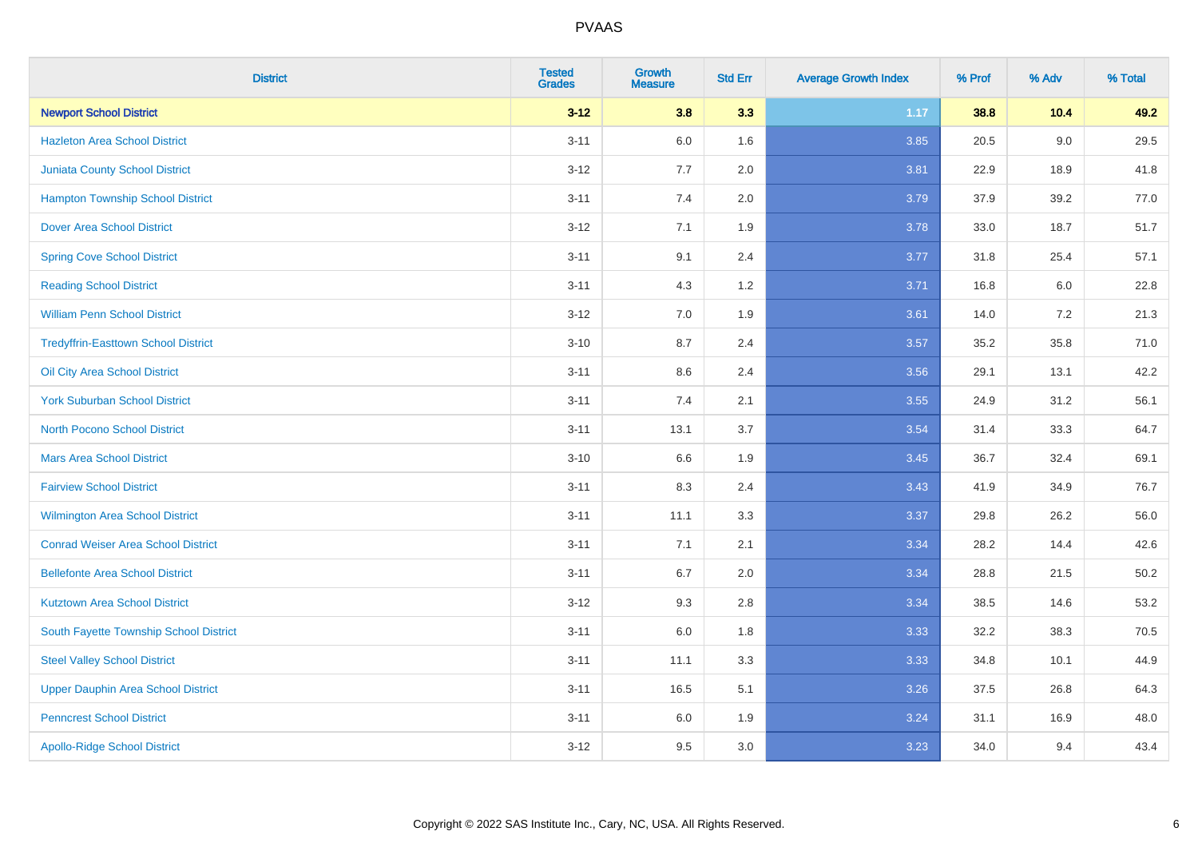| District | Tested Grades | Growth Measure | Std Err | Average Growth Index | % Prof | % Adv | % Total |
|---|---|---|---|---|---|---|---|
| **Newport School District** | **3-12** | **3.8** | **3.3** | **1.17** | **38.8** | **10.4** | **49.2** |
| Hazleton Area School District | 3-11 | 6.0 | 1.6 | 3.85 | 20.5 | 9.0 | 29.5 |
| Juniata County School District | 3-12 | 7.7 | 2.0 | 3.81 | 22.9 | 18.9 | 41.8 |
| Hampton Township School District | 3-11 | 7.4 | 2.0 | 3.79 | 37.9 | 39.2 | 77.0 |
| Dover Area School District | 3-12 | 7.1 | 1.9 | 3.78 | 33.0 | 18.7 | 51.7 |
| Spring Cove School District | 3-11 | 9.1 | 2.4 | 3.77 | 31.8 | 25.4 | 57.1 |
| Reading School District | 3-11 | 4.3 | 1.2 | 3.71 | 16.8 | 6.0 | 22.8 |
| William Penn School District | 3-12 | 7.0 | 1.9 | 3.61 | 14.0 | 7.2 | 21.3 |
| Tredyffrin-Easttown School District | 3-10 | 8.7 | 2.4 | 3.57 | 35.2 | 35.8 | 71.0 |
| Oil City Area School District | 3-11 | 8.6 | 2.4 | 3.56 | 29.1 | 13.1 | 42.2 |
| York Suburban School District | 3-11 | 7.4 | 2.1 | 3.55 | 24.9 | 31.2 | 56.1 |
| North Pocono School District | 3-11 | 13.1 | 3.7 | 3.54 | 31.4 | 33.3 | 64.7 |
| Mars Area School District | 3-10 | 6.6 | 1.9 | 3.45 | 36.7 | 32.4 | 69.1 |
| Fairview School District | 3-11 | 8.3 | 2.4 | 3.43 | 41.9 | 34.9 | 76.7 |
| Wilmington Area School District | 3-11 | 11.1 | 3.3 | 3.37 | 29.8 | 26.2 | 56.0 |
| Conrad Weiser Area School District | 3-11 | 7.1 | 2.1 | 3.34 | 28.2 | 14.4 | 42.6 |
| Bellefonte Area School District | 3-11 | 6.7 | 2.0 | 3.34 | 28.8 | 21.5 | 50.2 |
| Kutztown Area School District | 3-12 | 9.3 | 2.8 | 3.34 | 38.5 | 14.6 | 53.2 |
| South Fayette Township School District | 3-11 | 6.0 | 1.8 | 3.33 | 32.2 | 38.3 | 70.5 |
| Steel Valley School District | 3-11 | 11.1 | 3.3 | 3.33 | 34.8 | 10.1 | 44.9 |
| Upper Dauphin Area School District | 3-11 | 16.5 | 5.1 | 3.26 | 37.5 | 26.8 | 64.3 |
| Penncrest School District | 3-11 | 6.0 | 1.9 | 3.24 | 31.1 | 16.9 | 48.0 |
| Apollo-Ridge School District | 3-12 | 9.5 | 3.0 | 3.23 | 34.0 | 9.4 | 43.4 |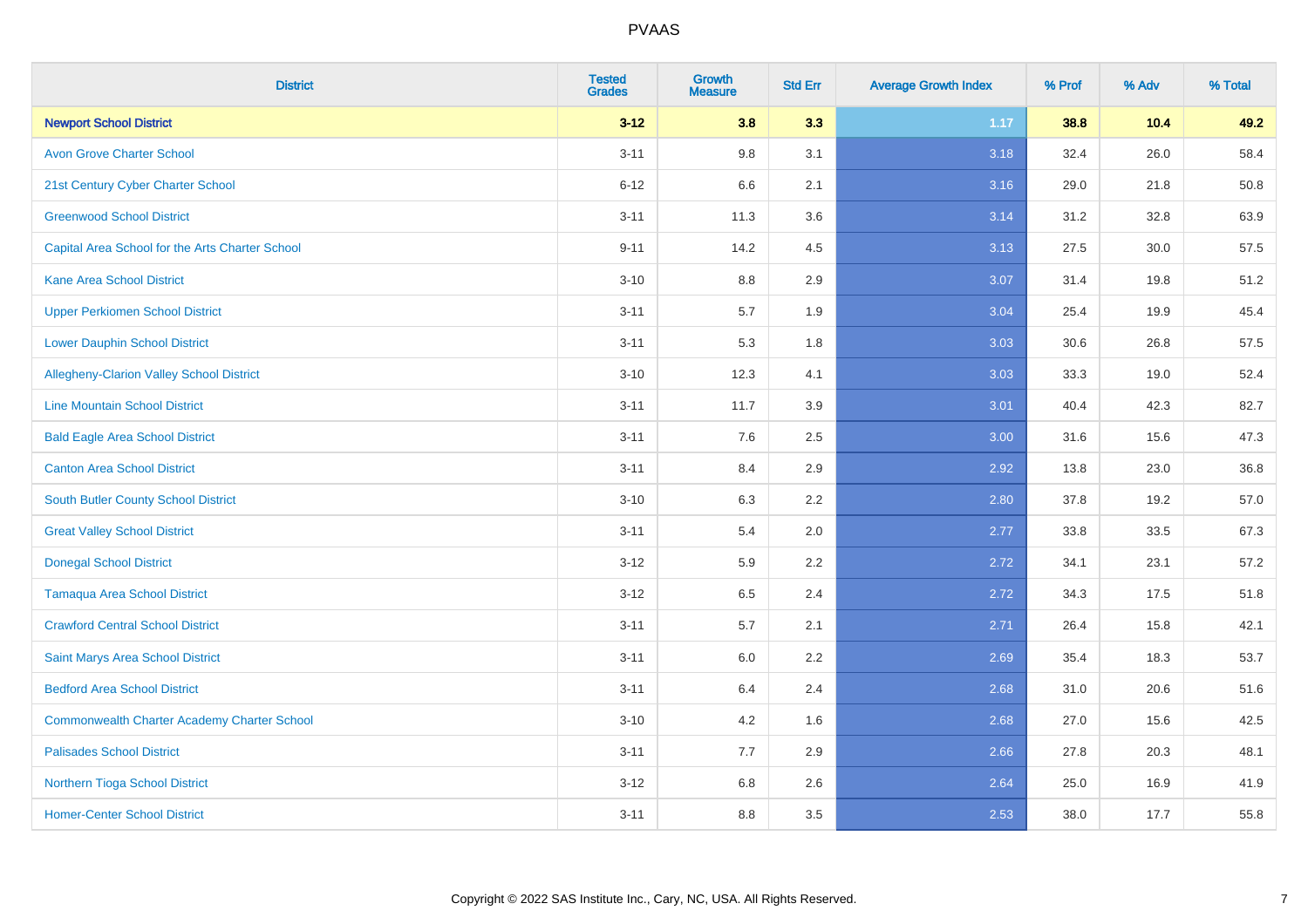| District | Tested Grades | Growth Measure | Std Err | Average Growth Index | % Prof | % Adv | % Total |
|---|---|---|---|---|---|---|---|
| **Newport School District** | **3-12** | **3.8** | **3.3** | **1.17** | **38.8** | **10.4** | **49.2** |
| Avon Grove Charter School | 3-11 | 9.8 | 3.1 | 3.18 | 32.4 | 26.0 | 58.4 |
| 21st Century Cyber Charter School | 6-12 | 6.6 | 2.1 | 3.16 | 29.0 | 21.8 | 50.8 |
| Greenwood School District | 3-11 | 11.3 | 3.6 | 3.14 | 31.2 | 32.8 | 63.9 |
| Capital Area School for the Arts Charter School | 9-11 | 14.2 | 4.5 | 3.13 | 27.5 | 30.0 | 57.5 |
| Kane Area School District | 3-10 | 8.8 | 2.9 | 3.07 | 31.4 | 19.8 | 51.2 |
| Upper Perkiomen School District | 3-11 | 5.7 | 1.9 | 3.04 | 25.4 | 19.9 | 45.4 |
| Lower Dauphin School District | 3-11 | 5.3 | 1.8 | 3.03 | 30.6 | 26.8 | 57.5 |
| Allegheny-Clarion Valley School District | 3-10 | 12.3 | 4.1 | 3.03 | 33.3 | 19.0 | 52.4 |
| Line Mountain School District | 3-11 | 11.7 | 3.9 | 3.01 | 40.4 | 42.3 | 82.7 |
| Bald Eagle Area School District | 3-11 | 7.6 | 2.5 | 3.00 | 31.6 | 15.6 | 47.3 |
| Canton Area School District | 3-11 | 8.4 | 2.9 | 2.92 | 13.8 | 23.0 | 36.8 |
| South Butler County School District | 3-10 | 6.3 | 2.2 | 2.80 | 37.8 | 19.2 | 57.0 |
| Great Valley School District | 3-11 | 5.4 | 2.0 | 2.77 | 33.8 | 33.5 | 67.3 |
| Donegal School District | 3-12 | 5.9 | 2.2 | 2.72 | 34.1 | 23.1 | 57.2 |
| Tamaqua Area School District | 3-12 | 6.5 | 2.4 | 2.72 | 34.3 | 17.5 | 51.8 |
| Crawford Central School District | 3-11 | 5.7 | 2.1 | 2.71 | 26.4 | 15.8 | 42.1 |
| Saint Marys Area School District | 3-11 | 6.0 | 2.2 | 2.69 | 35.4 | 18.3 | 53.7 |
| Bedford Area School District | 3-11 | 6.4 | 2.4 | 2.68 | 31.0 | 20.6 | 51.6 |
| Commonwealth Charter Academy Charter School | 3-10 | 4.2 | 1.6 | 2.68 | 27.0 | 15.6 | 42.5 |
| Palisades School District | 3-11 | 7.7 | 2.9 | 2.66 | 27.8 | 20.3 | 48.1 |
| Northern Tioga School District | 3-12 | 6.8 | 2.6 | 2.64 | 25.0 | 16.9 | 41.9 |
| Homer-Center School District | 3-11 | 8.8 | 3.5 | 2.53 | 38.0 | 17.7 | 55.8 |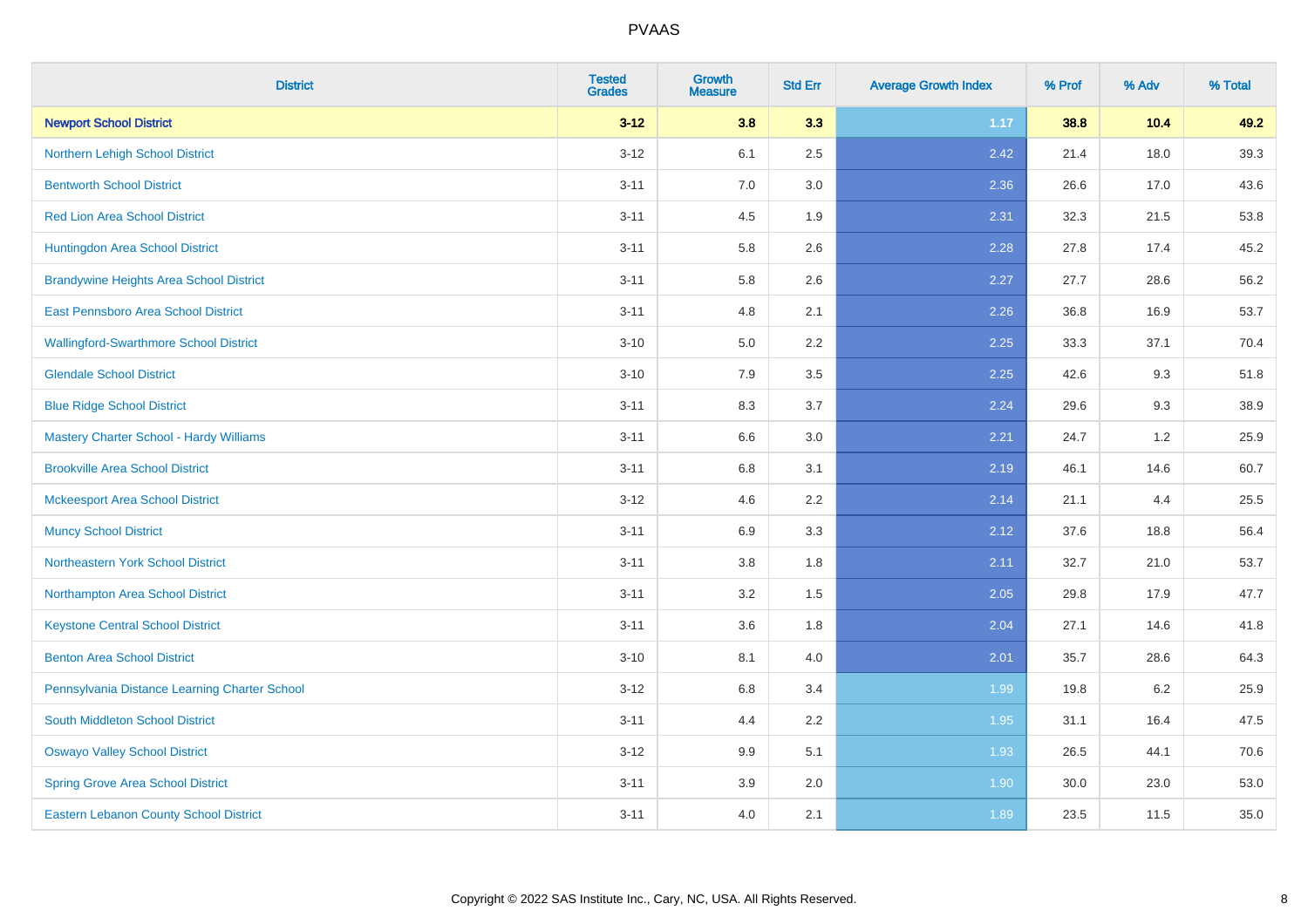# PVAAS

| District | Tested Grades | Growth Measure | Std Err | Average Growth Index | % Prof | % Adv | % Total |
|---|---|---|---|---|---|---|---|
| **Newport School District** | **3-12** | **3.8** | **3.3** | **1.17** | **38.8** | **10.4** | **49.2** |
| Northern Lehigh School District | 3-12 | 6.1 | 2.5 | 2.42 | 21.4 | 18.0 | 39.3 |
| Bentworth School District | 3-11 | 7.0 | 3.0 | 2.36 | 26.6 | 17.0 | 43.6 |
| Red Lion Area School District | 3-11 | 4.5 | 1.9 | 2.31 | 32.3 | 21.5 | 53.8 |
| Huntingdon Area School District | 3-11 | 5.8 | 2.6 | 2.28 | 27.8 | 17.4 | 45.2 |
| Brandywine Heights Area School District | 3-11 | 5.8 | 2.6 | 2.27 | 27.7 | 28.6 | 56.2 |
| East Pennsboro Area School District | 3-11 | 4.8 | 2.1 | 2.26 | 36.8 | 16.9 | 53.7 |
| Wallingford-Swarthmore School District | 3-10 | 5.0 | 2.2 | 2.25 | 33.3 | 37.1 | 70.4 |
| Glendale School District | 3-10 | 7.9 | 3.5 | 2.25 | 42.6 | 9.3 | 51.8 |
| Blue Ridge School District | 3-11 | 8.3 | 3.7 | 2.24 | 29.6 | 9.3 | 38.9 |
| Mastery Charter School - Hardy Williams | 3-11 | 6.6 | 3.0 | 2.21 | 24.7 | 1.2 | 25.9 |
| Brookville Area School District | 3-11 | 6.8 | 3.1 | 2.19 | 46.1 | 14.6 | 60.7 |
| Mckeesport Area School District | 3-12 | 4.6 | 2.2 | 2.14 | 21.1 | 4.4 | 25.5 |
| Muncy School District | 3-11 | 6.9 | 3.3 | 2.12 | 37.6 | 18.8 | 56.4 |
| Northeastern York School District | 3-11 | 3.8 | 1.8 | 2.11 | 32.7 | 21.0 | 53.7 |
| Northampton Area School District | 3-11 | 3.2 | 1.5 | 2.05 | 29.8 | 17.9 | 47.7 |
| Keystone Central School District | 3-11 | 3.6 | 1.8 | 2.04 | 27.1 | 14.6 | 41.8 |
| Benton Area School District | 3-10 | 8.1 | 4.0 | 2.01 | 35.7 | 28.6 | 64.3 |
| Pennsylvania Distance Learning Charter School | 3-12 | 6.8 | 3.4 | 1.99 | 19.8 | 6.2 | 25.9 |
| South Middleton School District | 3-11 | 4.4 | 2.2 | 1.95 | 31.1 | 16.4 | 47.5 |
| Oswayo Valley School District | 3-12 | 9.9 | 5.1 | 1.93 | 26.5 | 44.1 | 70.6 |
| Spring Grove Area School District | 3-11 | 3.9 | 2.0 | 1.90 | 30.0 | 23.0 | 53.0 |
| Eastern Lebanon County School District | 3-11 | 4.0 | 2.1 | 1.89 | 23.5 | 11.5 | 35.0 |

Copyright © 2022 SAS Institute Inc., Cary, NC, USA. All Rights Reserved.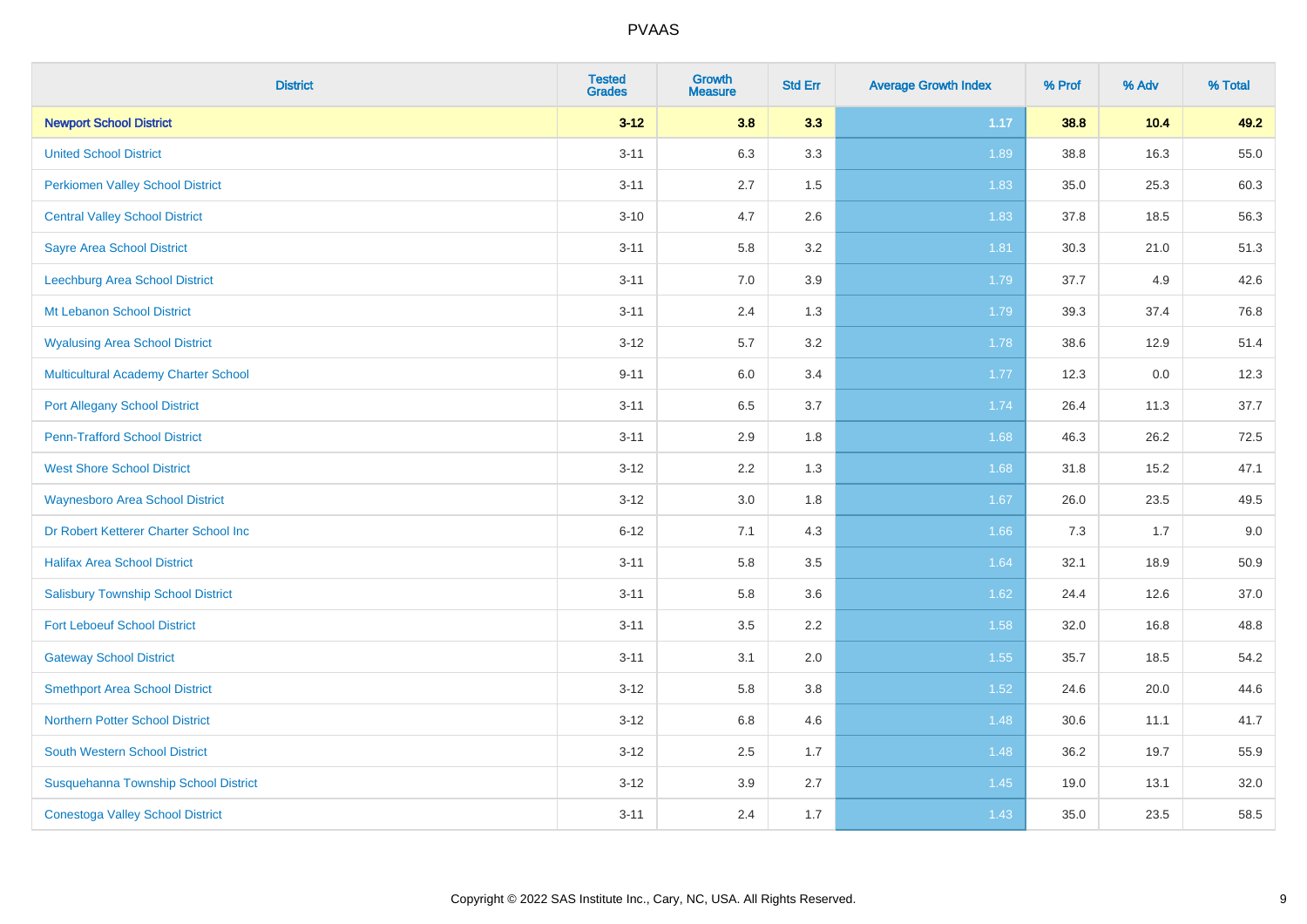| District | Tested Grades | Growth Measure | Std Err | Average Growth Index | % Prof | % Adv | % Total |
|---|---|---|---|---|---|---|---|
| **Newport School District** | **3-12** | **3.8** | **3.3** | **1.17** | **38.8** | **10.4** | **49.2** |
| United School District | 3-11 | 6.3 | 3.3 | 1.89 | 38.8 | 16.3 | 55.0 |
| Perkiomen Valley School District | 3-11 | 2.7 | 1.5 | 1.83 | 35.0 | 25.3 | 60.3 |
| Central Valley School District | 3-10 | 4.7 | 2.6 | 1.83 | 37.8 | 18.5 | 56.3 |
| Sayre Area School District | 3-11 | 5.8 | 3.2 | 1.81 | 30.3 | 21.0 | 51.3 |
| Leechburg Area School District | 3-11 | 7.0 | 3.9 | 1.79 | 37.7 | 4.9 | 42.6 |
| Mt Lebanon School District | 3-11 | 2.4 | 1.3 | 1.79 | 39.3 | 37.4 | 76.8 |
| Wyalusing Area School District | 3-12 | 5.7 | 3.2 | 1.78 | 38.6 | 12.9 | 51.4 |
| Multicultural Academy Charter School | 9-11 | 6.0 | 3.4 | 1.77 | 12.3 | 0.0 | 12.3 |
| Port Allegany School District | 3-11 | 6.5 | 3.7 | 1.74 | 26.4 | 11.3 | 37.7 |
| Penn-Trafford School District | 3-11 | 2.9 | 1.8 | 1.68 | 46.3 | 26.2 | 72.5 |
| West Shore School District | 3-12 | 2.2 | 1.3 | 1.68 | 31.8 | 15.2 | 47.1 |
| Waynesboro Area School District | 3-12 | 3.0 | 1.8 | 1.67 | 26.0 | 23.5 | 49.5 |
| Dr Robert Ketterer Charter School Inc | 6-12 | 7.1 | 4.3 | 1.66 | 7.3 | 1.7 | 9.0 |
| Halifax Area School District | 3-11 | 5.8 | 3.5 | 1.64 | 32.1 | 18.9 | 50.9 |
| Salisbury Township School District | 3-11 | 5.8 | 3.6 | 1.62 | 24.4 | 12.6 | 37.0 |
| Fort Leboeuf School District | 3-11 | 3.5 | 2.2 | 1.58 | 32.0 | 16.8 | 48.8 |
| Gateway School District | 3-11 | 3.1 | 2.0 | 1.55 | 35.7 | 18.5 | 54.2 |
| Smethport Area School District | 3-12 | 5.8 | 3.8 | 1.52 | 24.6 | 20.0 | 44.6 |
| Northern Potter School District | 3-12 | 6.8 | 4.6 | 1.48 | 30.6 | 11.1 | 41.7 |
| South Western School District | 3-12 | 2.5 | 1.7 | 1.48 | 36.2 | 19.7 | 55.9 |
| Susquehanna Township School District | 3-12 | 3.9 | 2.7 | 1.45 | 19.0 | 13.1 | 32.0 |
| Conestoga Valley School District | 3-11 | 2.4 | 1.7 | 1.43 | 35.0 | 23.5 | 58.5 |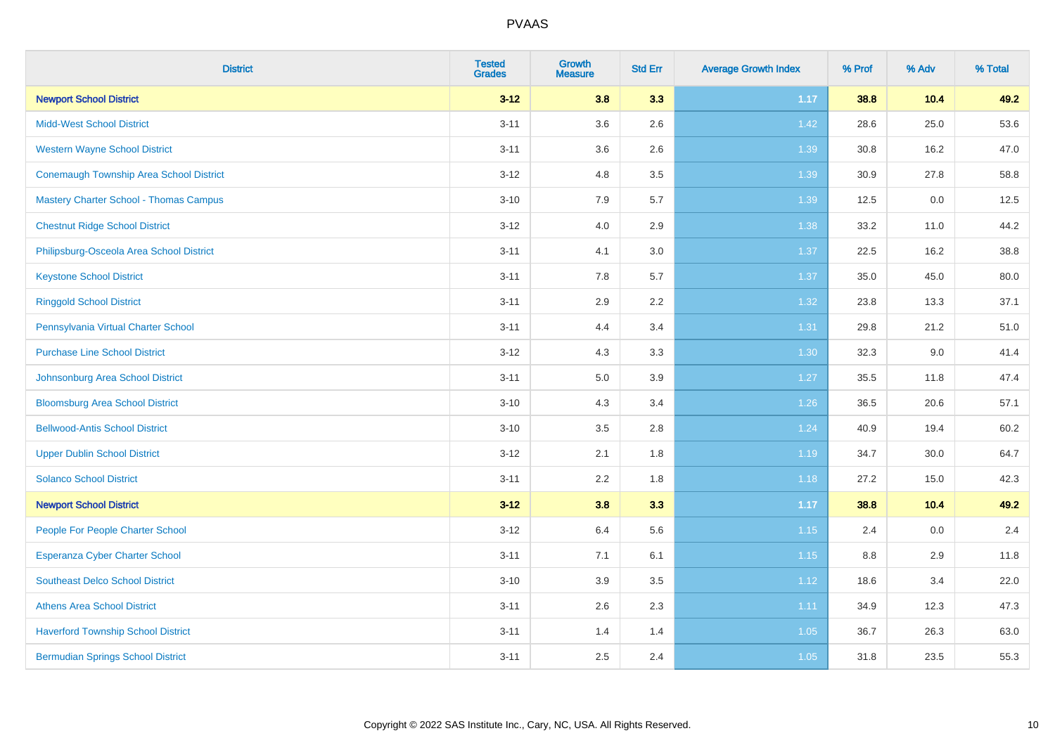| District | Tested Grades | Growth Measure | Std Err | Average Growth Index | % Prof | % Adv | % Total |
|---|---|---|---|---|---|---|---|
| **Newport School District** | **3-12** | **3.8** | **3.3** | **1.17** | **38.8** | **10.4** | **49.2** |
| Midd-West School District | 3-11 | 3.6 | 2.6 | 1.42 | 28.6 | 25.0 | 53.6 |
| Western Wayne School District | 3-11 | 3.6 | 2.6 | 1.39 | 30.8 | 16.2 | 47.0 |
| Conemaugh Township Area School District | 3-12 | 4.8 | 3.5 | 1.39 | 30.9 | 27.8 | 58.8 |
| Mastery Charter School - Thomas Campus | 3-10 | 7.9 | 5.7 | 1.39 | 12.5 | 0.0 | 12.5 |
| Chestnut Ridge School District | 3-12 | 4.0 | 2.9 | 1.38 | 33.2 | 11.0 | 44.2 |
| Philipsburg-Osceola Area School District | 3-11 | 4.1 | 3.0 | 1.37 | 22.5 | 16.2 | 38.8 |
| Keystone School District | 3-11 | 7.8 | 5.7 | 1.37 | 35.0 | 45.0 | 80.0 |
| Ringgold School District | 3-11 | 2.9 | 2.2 | 1.32 | 23.8 | 13.3 | 37.1 |
| Pennsylvania Virtual Charter School | 3-11 | 4.4 | 3.4 | 1.31 | 29.8 | 21.2 | 51.0 |
| Purchase Line School District | 3-12 | 4.3 | 3.3 | 1.30 | 32.3 | 9.0 | 41.4 |
| Johnsonburg Area School District | 3-11 | 5.0 | 3.9 | 1.27 | 35.5 | 11.8 | 47.4 |
| Bloomsburg Area School District | 3-10 | 4.3 | 3.4 | 1.26 | 36.5 | 20.6 | 57.1 |
| Bellwood-Antis School District | 3-10 | 3.5 | 2.8 | 1.24 | 40.9 | 19.4 | 60.2 |
| Upper Dublin School District | 3-12 | 2.1 | 1.8 | 1.19 | 34.7 | 30.0 | 64.7 |
| Solanco School District | 3-11 | 2.2 | 1.8 | 1.18 | 27.2 | 15.0 | 42.3 |
| **Newport School District** | **3-12** | **3.8** | **3.3** | **1.17** | **38.8** | **10.4** | **49.2** |
| People For People Charter School | 3-12 | 6.4 | 5.6 | 1.15 | 2.4 | 0.0 | 2.4 |
| Esperanza Cyber Charter School | 3-11 | 7.1 | 6.1 | 1.15 | 8.8 | 2.9 | 11.8 |
| Southeast Delco School District | 3-10 | 3.9 | 3.5 | 1.12 | 18.6 | 3.4 | 22.0 |
| Athens Area School District | 3-11 | 2.6 | 2.3 | 1.11 | 34.9 | 12.3 | 47.3 |
| Haverford Township School District | 3-11 | 1.4 | 1.4 | 1.05 | 36.7 | 26.3 | 63.0 |
| Bermudian Springs School District | 3-11 | 2.5 | 2.4 | 1.05 | 31.8 | 23.5 | 55.3 |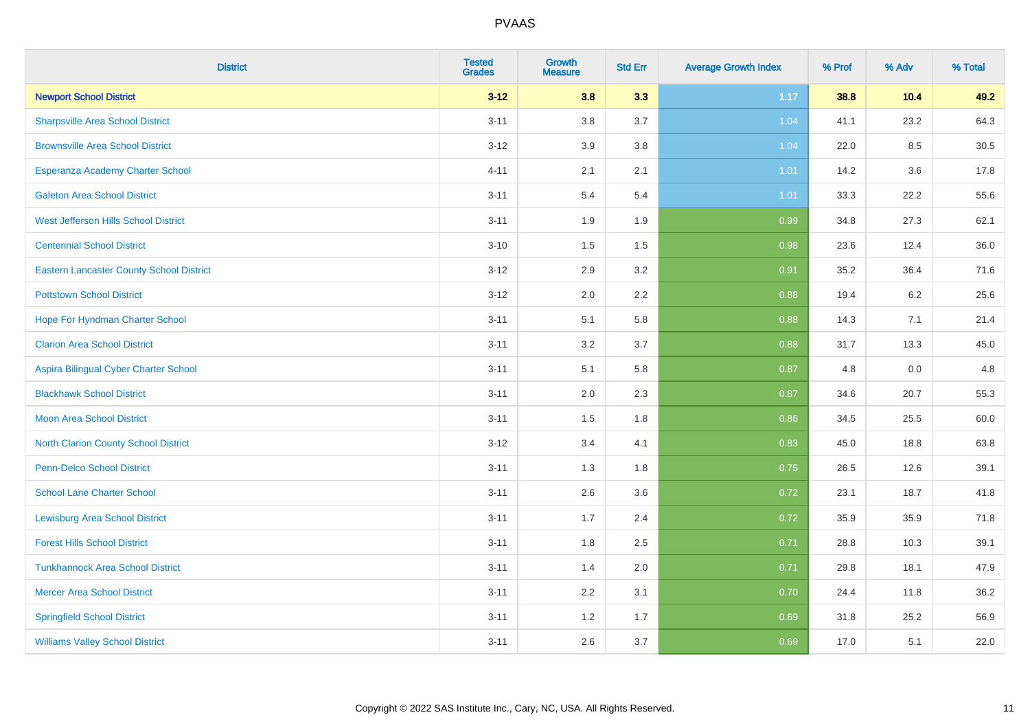# PVAAS

| District | Tested Grades | Growth Measure | Std Err | Average Growth Index | % Prof | % Adv | % Total |
|---|---|---|---|---|---|---|---|
| **Newport School District** | **3-12** | **3.8** | **3.3** | **1.17** | **38.8** | **10.4** | **49.2** |
| Sharpsville Area School District | 3-11 | 3.8 | 3.7 | 1.04 | 41.1 | 23.2 | 64.3 |
| Brownsville Area School District | 3-12 | 3.9 | 3.8 | 1.04 | 22.0 | 8.5 | 30.5 |
| Esperanza Academy Charter School | 4-11 | 2.1 | 2.1 | 1.01 | 14.2 | 3.6 | 17.8 |
| Galeton Area School District | 3-11 | 5.4 | 5.4 | 1.01 | 33.3 | 22.2 | 55.6 |
| West Jefferson Hills School District | 3-11 | 1.9 | 1.9 | 0.99 | 34.8 | 27.3 | 62.1 |
| Centennial School District | 3-10 | 1.5 | 1.5 | 0.98 | 23.6 | 12.4 | 36.0 |
| Eastern Lancaster County School District | 3-12 | 2.9 | 3.2 | 0.91 | 35.2 | 36.4 | 71.6 |
| Pottstown School District | 3-12 | 2.0 | 2.2 | 0.88 | 19.4 | 6.2 | 25.6 |
| Hope For Hyndman Charter School | 3-11 | 5.1 | 5.8 | 0.88 | 14.3 | 7.1 | 21.4 |
| Clarion Area School District | 3-11 | 3.2 | 3.7 | 0.88 | 31.7 | 13.3 | 45.0 |
| Aspira Bilingual Cyber Charter School | 3-11 | 5.1 | 5.8 | 0.87 | 4.8 | 0.0 | 4.8 |
| Blackhawk School District | 3-11 | 2.0 | 2.3 | 0.87 | 34.6 | 20.7 | 55.3 |
| Moon Area School District | 3-11 | 1.5 | 1.8 | 0.86 | 34.5 | 25.5 | 60.0 |
| North Clarion County School District | 3-12 | 3.4 | 4.1 | 0.83 | 45.0 | 18.8 | 63.8 |
| Penn-Delco School District | 3-11 | 1.3 | 1.8 | 0.75 | 26.5 | 12.6 | 39.1 |
| School Lane Charter School | 3-11 | 2.6 | 3.6 | 0.72 | 23.1 | 18.7 | 41.8 |
| Lewisburg Area School District | 3-11 | 1.7 | 2.4 | 0.72 | 35.9 | 35.9 | 71.8 |
| Forest Hills School District | 3-11 | 1.8 | 2.5 | 0.71 | 28.8 | 10.3 | 39.1 |
| Tunkhannock Area School District | 3-11 | 1.4 | 2.0 | 0.71 | 29.8 | 18.1 | 47.9 |
| Mercer Area School District | 3-11 | 2.2 | 3.1 | 0.70 | 24.4 | 11.8 | 36.2 |
| Springfield School District | 3-11 | 1.2 | 1.7 | 0.69 | 31.8 | 25.2 | 56.9 |
| Williams Valley School District | 3-11 | 2.6 | 3.7 | 0.69 | 17.0 | 5.1 | 22.0 |

Copyright © 2022 SAS Institute Inc., Cary, NC, USA. All Rights Reserved.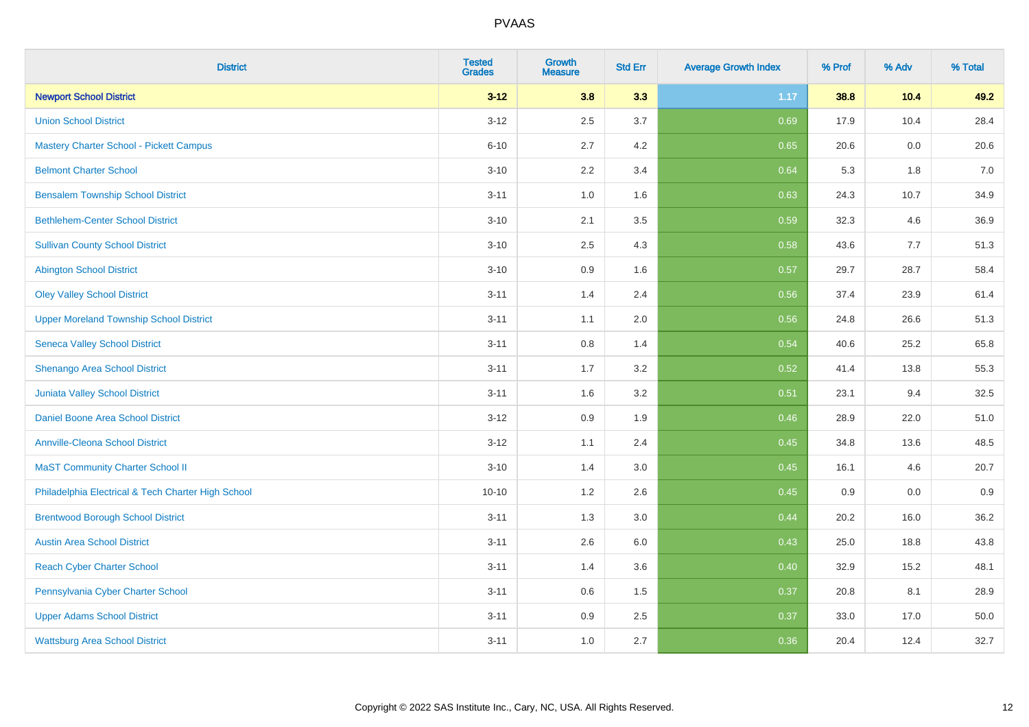| District | Tested Grades | Growth Measure | Std Err | Average Growth Index | % Prof | % Adv | % Total |
|---|---|---|---|---|---|---|---|
| **Newport School District** | **3-12** | **3.8** | **3.3** | **1.17** | **38.8** | **10.4** | **49.2** |
| Union School District | 3-12 | 2.5 | 3.7 | 0.69 | 17.9 | 10.4 | 28.4 |
| Mastery Charter School - Pickett Campus | 6-10 | 2.7 | 4.2 | 0.65 | 20.6 | 0.0 | 20.6 |
| Belmont Charter School | 3-10 | 2.2 | 3.4 | 0.64 | 5.3 | 1.8 | 7.0 |
| Bensalem Township School District | 3-11 | 1.0 | 1.6 | 0.63 | 24.3 | 10.7 | 34.9 |
| Bethlehem-Center School District | 3-10 | 2.1 | 3.5 | 0.59 | 32.3 | 4.6 | 36.9 |
| Sullivan County School District | 3-10 | 2.5 | 4.3 | 0.58 | 43.6 | 7.7 | 51.3 |
| Abington School District | 3-10 | 0.9 | 1.6 | 0.57 | 29.7 | 28.7 | 58.4 |
| Oley Valley School District | 3-11 | 1.4 | 2.4 | 0.56 | 37.4 | 23.9 | 61.4 |
| Upper Moreland Township School District | 3-11 | 1.1 | 2.0 | 0.56 | 24.8 | 26.6 | 51.3 |
| Seneca Valley School District | 3-11 | 0.8 | 1.4 | 0.54 | 40.6 | 25.2 | 65.8 |
| Shenango Area School District | 3-11 | 1.7 | 3.2 | 0.52 | 41.4 | 13.8 | 55.3 |
| Juniata Valley School District | 3-11 | 1.6 | 3.2 | 0.51 | 23.1 | 9.4 | 32.5 |
| Daniel Boone Area School District | 3-12 | 0.9 | 1.9 | 0.46 | 28.9 | 22.0 | 51.0 |
| Annville-Cleona School District | 3-12 | 1.1 | 2.4 | 0.45 | 34.8 | 13.6 | 48.5 |
| MaST Community Charter School II | 3-10 | 1.4 | 3.0 | 0.45 | 16.1 | 4.6 | 20.7 |
| Philadelphia Electrical & Tech Charter High School | 10-10 | 1.2 | 2.6 | 0.45 | 0.9 | 0.0 | 0.9 |
| Brentwood Borough School District | 3-11 | 1.3 | 3.0 | 0.44 | 20.2 | 16.0 | 36.2 |
| Austin Area School District | 3-11 | 2.6 | 6.0 | 0.43 | 25.0 | 18.8 | 43.8 |
| Reach Cyber Charter School | 3-11 | 1.4 | 3.6 | 0.40 | 32.9 | 15.2 | 48.1 |
| Pennsylvania Cyber Charter School | 3-11 | 0.6 | 1.5 | 0.37 | 20.8 | 8.1 | 28.9 |
| Upper Adams School District | 3-11 | 0.9 | 2.5 | 0.37 | 33.0 | 17.0 | 50.0 |
| Wattsburg Area School District | 3-11 | 1.0 | 2.7 | 0.36 | 20.4 | 12.4 | 32.7 |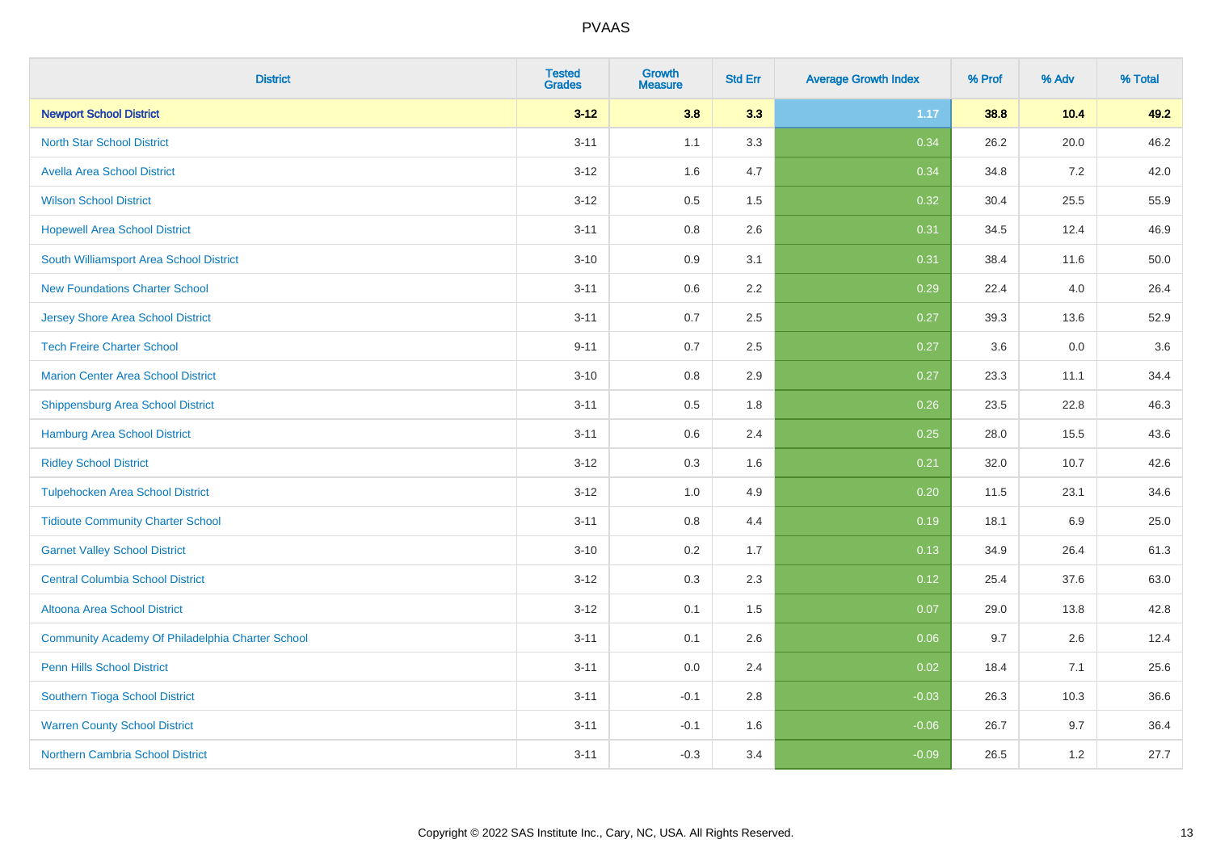# PVAAS

| District | Tested Grades | Growth Measure | Std Err | Average Growth Index | % Prof | % Adv | % Total |
|---|---|---|---|---|---|---|---|
| **Newport School District** | **3-12** | **3.8** | **3.3** | **1.17** | **38.8** | **10.4** | **49.2** |
| North Star School District | 3-11 | 1.1 | 3.3 | 0.34 | 26.2 | 20.0 | 46.2 |
| Avella Area School District | 3-12 | 1.6 | 4.7 | 0.34 | 34.8 | 7.2 | 42.0 |
| Wilson School District | 3-12 | 0.5 | 1.5 | 0.32 | 30.4 | 25.5 | 55.9 |
| Hopewell Area School District | 3-11 | 0.8 | 2.6 | 0.31 | 34.5 | 12.4 | 46.9 |
| South Williamsport Area School District | 3-10 | 0.9 | 3.1 | 0.31 | 38.4 | 11.6 | 50.0 |
| New Foundations Charter School | 3-11 | 0.6 | 2.2 | 0.29 | 22.4 | 4.0 | 26.4 |
| Jersey Shore Area School District | 3-11 | 0.7 | 2.5 | 0.27 | 39.3 | 13.6 | 52.9 |
| Tech Freire Charter School | 9-11 | 0.7 | 2.5 | 0.27 | 3.6 | 0.0 | 3.6 |
| Marion Center Area School District | 3-10 | 0.8 | 2.9 | 0.27 | 23.3 | 11.1 | 34.4 |
| Shippensburg Area School District | 3-11 | 0.5 | 1.8 | 0.26 | 23.5 | 22.8 | 46.3 |
| Hamburg Area School District | 3-11 | 0.6 | 2.4 | 0.25 | 28.0 | 15.5 | 43.6 |
| Ridley School District | 3-12 | 0.3 | 1.6 | 0.21 | 32.0 | 10.7 | 42.6 |
| Tulpehocken Area School District | 3-12 | 1.0 | 4.9 | 0.20 | 11.5 | 23.1 | 34.6 |
| Tidioute Community Charter School | 3-11 | 0.8 | 4.4 | 0.19 | 18.1 | 6.9 | 25.0 |
| Garnet Valley School District | 3-10 | 0.2 | 1.7 | 0.13 | 34.9 | 26.4 | 61.3 |
| Central Columbia School District | 3-12 | 0.3 | 2.3 | 0.12 | 25.4 | 37.6 | 63.0 |
| Altoona Area School District | 3-12 | 0.1 | 1.5 | 0.07 | 29.0 | 13.8 | 42.8 |
| Community Academy Of Philadelphia Charter School | 3-11 | 0.1 | 2.6 | 0.06 | 9.7 | 2.6 | 12.4 |
| Penn Hills School District | 3-11 | 0.0 | 2.4 | 0.02 | 18.4 | 7.1 | 25.6 |
| Southern Tioga School District | 3-11 | -0.1 | 2.8 | -0.03 | 26.3 | 10.3 | 36.6 |
| Warren County School District | 3-11 | -0.1 | 1.6 | -0.06 | 26.7 | 9.7 | 36.4 |
| Northern Cambria School District | 3-11 | -0.3 | 3.4 | -0.09 | 26.5 | 1.2 | 27.7 |

Copyright © 2022 SAS Institute Inc., Cary, NC, USA. All Rights Reserved.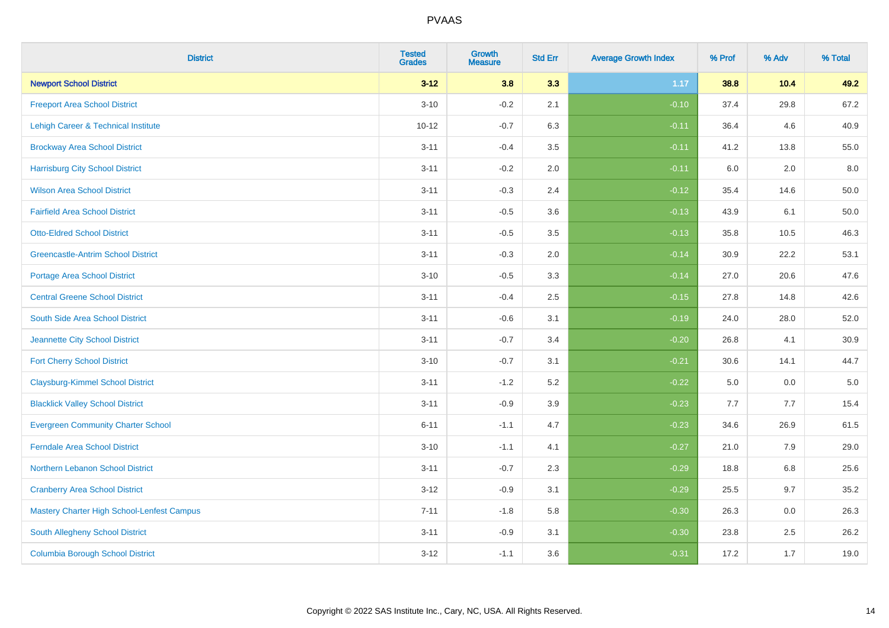| District | Tested Grades | Growth Measure | Std Err | Average Growth Index | % Prof | % Adv | % Total |
|---|---|---|---|---|---|---|---|
| **Newport School District** | **3-12** | **3.8** | **3.3** | **1.17** | **38.8** | **10.4** | **49.2** |
| Freeport Area School District | 3-10 | -0.2 | 2.1 | -0.10 | 37.4 | 29.8 | 67.2 |
| Lehigh Career & Technical Institute | 10-12 | -0.7 | 6.3 | -0.11 | 36.4 | 4.6 | 40.9 |
| Brockway Area School District | 3-11 | -0.4 | 3.5 | -0.11 | 41.2 | 13.8 | 55.0 |
| Harrisburg City School District | 3-11 | -0.2 | 2.0 | -0.11 | 6.0 | 2.0 | 8.0 |
| Wilson Area School District | 3-11 | -0.3 | 2.4 | -0.12 | 35.4 | 14.6 | 50.0 |
| Fairfield Area School District | 3-11 | -0.5 | 3.6 | -0.13 | 43.9 | 6.1 | 50.0 |
| Otto-Eldred School District | 3-11 | -0.5 | 3.5 | -0.13 | 35.8 | 10.5 | 46.3 |
| Greencastle-Antrim School District | 3-11 | -0.3 | 2.0 | -0.14 | 30.9 | 22.2 | 53.1 |
| Portage Area School District | 3-10 | -0.5 | 3.3 | -0.14 | 27.0 | 20.6 | 47.6 |
| Central Greene School District | 3-11 | -0.4 | 2.5 | -0.15 | 27.8 | 14.8 | 42.6 |
| South Side Area School District | 3-11 | -0.6 | 3.1 | -0.19 | 24.0 | 28.0 | 52.0 |
| Jeannette City School District | 3-11 | -0.7 | 3.4 | -0.20 | 26.8 | 4.1 | 30.9 |
| Fort Cherry School District | 3-10 | -0.7 | 3.1 | -0.21 | 30.6 | 14.1 | 44.7 |
| Claysburg-Kimmel School District | 3-11 | -1.2 | 5.2 | -0.22 | 5.0 | 0.0 | 5.0 |
| Blacklick Valley School District | 3-11 | -0.9 | 3.9 | -0.23 | 7.7 | 7.7 | 15.4 |
| Evergreen Community Charter School | 6-11 | -1.1 | 4.7 | -0.23 | 34.6 | 26.9 | 61.5 |
| Ferndale Area School District | 3-10 | -1.1 | 4.1 | -0.27 | 21.0 | 7.9 | 29.0 |
| Northern Lebanon School District | 3-11 | -0.7 | 2.3 | -0.29 | 18.8 | 6.8 | 25.6 |
| Cranberry Area School District | 3-12 | -0.9 | 3.1 | -0.29 | 25.5 | 9.7 | 35.2 |
| Mastery Charter High School-Lenfest Campus | 7-11 | -1.8 | 5.8 | -0.30 | 26.3 | 0.0 | 26.3 |
| South Allegheny School District | 3-11 | -0.9 | 3.1 | -0.30 | 23.8 | 2.5 | 26.2 |
| Columbia Borough School District | 3-12 | -1.1 | 3.6 | -0.31 | 17.2 | 1.7 | 19.0 |

Copyright © 2022 SAS Institute Inc., Cary, NC, USA. All Rights Reserved.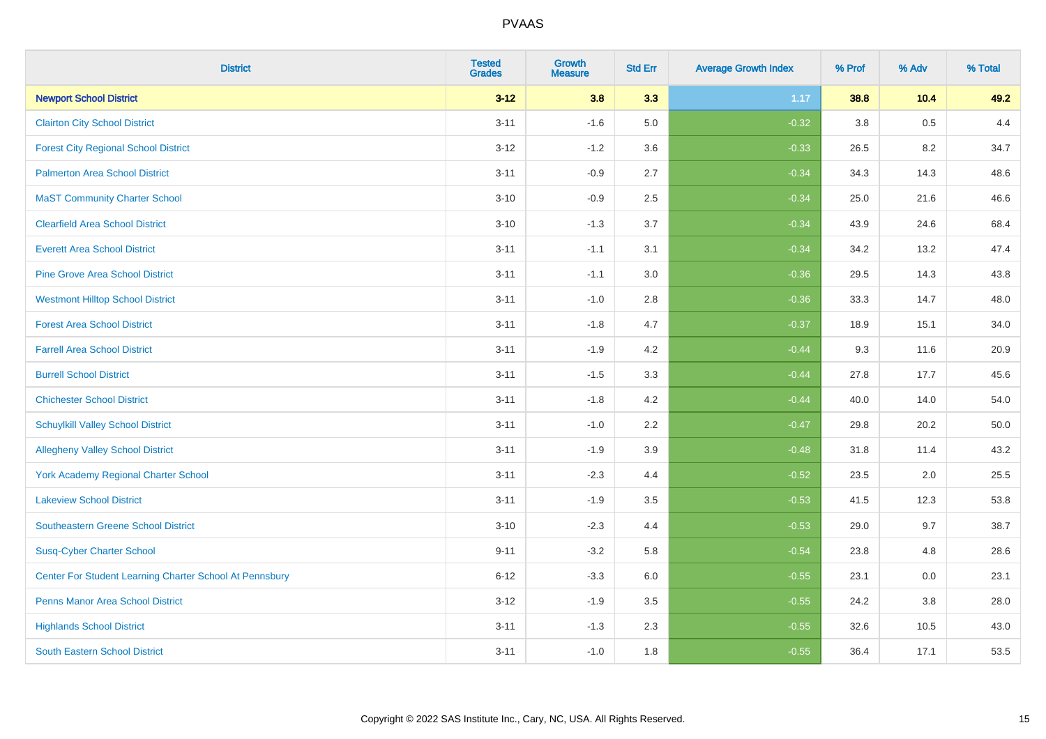# PVAAS

| District | Tested Grades | Growth Measure | Std Err | Average Growth Index | % Prof | % Adv | % Total |
|---|---|---|---|---|---|---|---|
| **Newport School District** | **3-12** | **3.8** | **3.3** | **1.17** | **38.8** | **10.4** | **49.2** |
| Clairton City School District | 3-11 | -1.6 | 5.0 | -0.32 | 3.8 | 0.5 | 4.4 |
| Forest City Regional School District | 3-12 | -1.2 | 3.6 | -0.33 | 26.5 | 8.2 | 34.7 |
| Palmerton Area School District | 3-11 | -0.9 | 2.7 | -0.34 | 34.3 | 14.3 | 48.6 |
| MaST Community Charter School | 3-10 | -0.9 | 2.5 | -0.34 | 25.0 | 21.6 | 46.6 |
| Clearfield Area School District | 3-10 | -1.3 | 3.7 | -0.34 | 43.9 | 24.6 | 68.4 |
| Everett Area School District | 3-11 | -1.1 | 3.1 | -0.34 | 34.2 | 13.2 | 47.4 |
| Pine Grove Area School District | 3-11 | -1.1 | 3.0 | -0.36 | 29.5 | 14.3 | 43.8 |
| Westmont Hilltop School District | 3-11 | -1.0 | 2.8 | -0.36 | 33.3 | 14.7 | 48.0 |
| Forest Area School District | 3-11 | -1.8 | 4.7 | -0.37 | 18.9 | 15.1 | 34.0 |
| Farrell Area School District | 3-11 | -1.9 | 4.2 | -0.44 | 9.3 | 11.6 | 20.9 |
| Burrell School District | 3-11 | -1.5 | 3.3 | -0.44 | 27.8 | 17.7 | 45.6 |
| Chichester School District | 3-11 | -1.8 | 4.2 | -0.44 | 40.0 | 14.0 | 54.0 |
| Schuylkill Valley School District | 3-11 | -1.0 | 2.2 | -0.47 | 29.8 | 20.2 | 50.0 |
| Allegheny Valley School District | 3-11 | -1.9 | 3.9 | -0.48 | 31.8 | 11.4 | 43.2 |
| York Academy Regional Charter School | 3-11 | -2.3 | 4.4 | -0.52 | 23.5 | 2.0 | 25.5 |
| Lakeview School District | 3-11 | -1.9 | 3.5 | -0.53 | 41.5 | 12.3 | 53.8 |
| Southeastern Greene School District | 3-10 | -2.3 | 4.4 | -0.53 | 29.0 | 9.7 | 38.7 |
| Susq-Cyber Charter School | 9-11 | -3.2 | 5.8 | -0.54 | 23.8 | 4.8 | 28.6 |
| Center For Student Learning Charter School At Pennsbury | 6-12 | -3.3 | 6.0 | -0.55 | 23.1 | 0.0 | 23.1 |
| Penns Manor Area School District | 3-12 | -1.9 | 3.5 | -0.55 | 24.2 | 3.8 | 28.0 |
| Highlands School District | 3-11 | -1.3 | 2.3 | -0.55 | 32.6 | 10.5 | 43.0 |
| South Eastern School District | 3-11 | -1.0 | 1.8 | -0.55 | 36.4 | 17.1 | 53.5 |

Copyright © 2022 SAS Institute Inc., Cary, NC, USA. All Rights Reserved.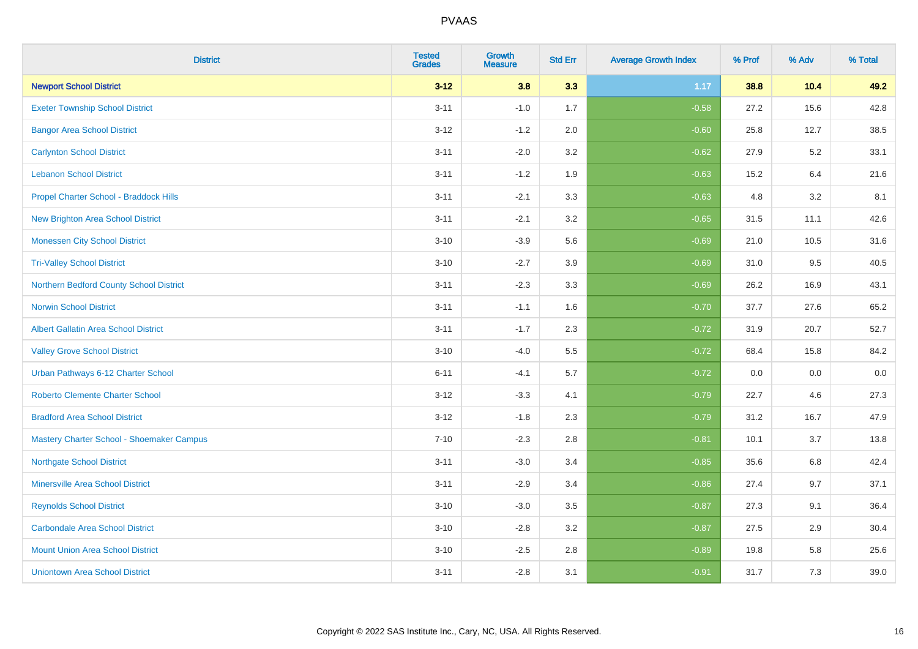# PVAAS

| District | Tested Grades | Growth Measure | Std Err | Average Growth Index | % Prof | % Adv | % Total |
|---|---|---|---|---|---|---|---|
| **Newport School District** | **3-12** | **3.8** | **3.3** | **1.17** | **38.8** | **10.4** | **49.2** |
| Exeter Township School District | 3-11 | -1.0 | 1.7 | -0.58 | 27.2 | 15.6 | 42.8 |
| Bangor Area School District | 3-12 | -1.2 | 2.0 | -0.60 | 25.8 | 12.7 | 38.5 |
| Carlynton School District | 3-11 | -2.0 | 3.2 | -0.62 | 27.9 | 5.2 | 33.1 |
| Lebanon School District | 3-11 | -1.2 | 1.9 | -0.63 | 15.2 | 6.4 | 21.6 |
| Propel Charter School - Braddock Hills | 3-11 | -2.1 | 3.3 | -0.63 | 4.8 | 3.2 | 8.1 |
| New Brighton Area School District | 3-11 | -2.1 | 3.2 | -0.65 | 31.5 | 11.1 | 42.6 |
| Monessen City School District | 3-10 | -3.9 | 5.6 | -0.69 | 21.0 | 10.5 | 31.6 |
| Tri-Valley School District | 3-10 | -2.7 | 3.9 | -0.69 | 31.0 | 9.5 | 40.5 |
| Northern Bedford County School District | 3-11 | -2.3 | 3.3 | -0.69 | 26.2 | 16.9 | 43.1 |
| Norwin School District | 3-11 | -1.1 | 1.6 | -0.70 | 37.7 | 27.6 | 65.2 |
| Albert Gallatin Area School District | 3-11 | -1.7 | 2.3 | -0.72 | 31.9 | 20.7 | 52.7 |
| Valley Grove School District | 3-10 | -4.0 | 5.5 | -0.72 | 68.4 | 15.8 | 84.2 |
| Urban Pathways 6-12 Charter School | 6-11 | -4.1 | 5.7 | -0.72 | 0.0 | 0.0 | 0.0 |
| Roberto Clemente Charter School | 3-12 | -3.3 | 4.1 | -0.79 | 22.7 | 4.6 | 27.3 |
| Bradford Area School District | 3-12 | -1.8 | 2.3 | -0.79 | 31.2 | 16.7 | 47.9 |
| Mastery Charter School - Shoemaker Campus | 7-10 | -2.3 | 2.8 | -0.81 | 10.1 | 3.7 | 13.8 |
| Northgate School District | 3-11 | -3.0 | 3.4 | -0.85 | 35.6 | 6.8 | 42.4 |
| Minersville Area School District | 3-11 | -2.9 | 3.4 | -0.86 | 27.4 | 9.7 | 37.1 |
| Reynolds School District | 3-10 | -3.0 | 3.5 | -0.87 | 27.3 | 9.1 | 36.4 |
| Carbondale Area School District | 3-10 | -2.8 | 3.2 | -0.87 | 27.5 | 2.9 | 30.4 |
| Mount Union Area School District | 3-10 | -2.5 | 2.8 | -0.89 | 19.8 | 5.8 | 25.6 |
| Uniontown Area School District | 3-11 | -2.8 | 3.1 | -0.91 | 31.7 | 7.3 | 39.0 |

Copyright © 2022 SAS Institute Inc., Cary, NC, USA. All Rights Reserved.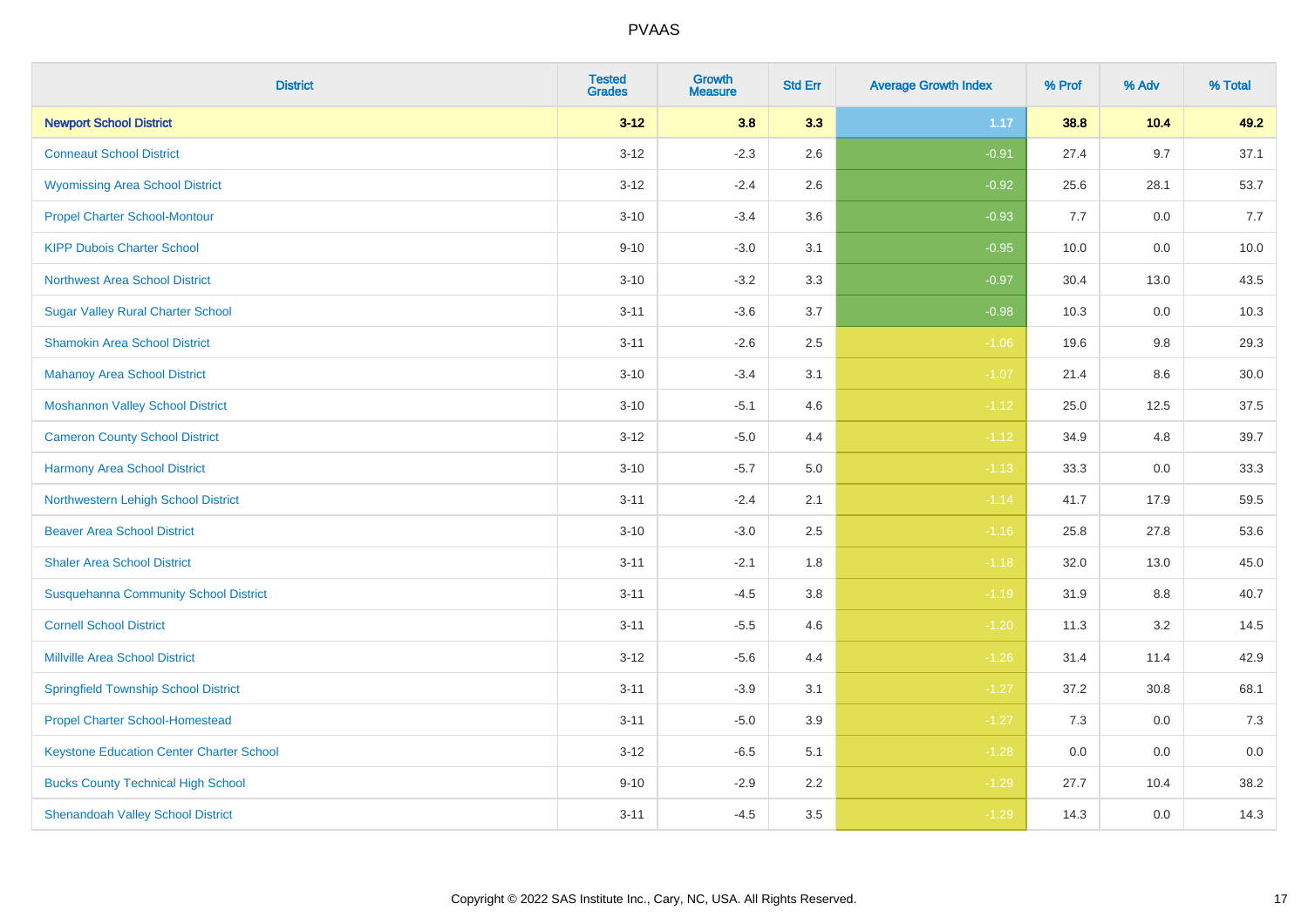| District | Tested Grades | Growth Measure | Std Err | Average Growth Index | % Prof | % Adv | % Total |
|---|---|---|---|---|---|---|---|
| **Newport School District** | **3-12** | **3.8** | **3.3** | **1.17** | **38.8** | **10.4** | **49.2** |
| Conneaut School District | 3-12 | -2.3 | 2.6 | -0.91 | 27.4 | 9.7 | 37.1 |
| Wyomissing Area School District | 3-12 | -2.4 | 2.6 | -0.92 | 25.6 | 28.1 | 53.7 |
| Propel Charter School-Montour | 3-10 | -3.4 | 3.6 | -0.93 | 7.7 | 0.0 | 7.7 |
| KIPP Dubois Charter School | 9-10 | -3.0 | 3.1 | -0.95 | 10.0 | 0.0 | 10.0 |
| Northwest Area School District | 3-10 | -3.2 | 3.3 | -0.97 | 30.4 | 13.0 | 43.5 |
| Sugar Valley Rural Charter School | 3-11 | -3.6 | 3.7 | -0.98 | 10.3 | 0.0 | 10.3 |
| Shamokin Area School District | 3-11 | -2.6 | 2.5 | -1.06 | 19.6 | 9.8 | 29.3 |
| Mahanoy Area School District | 3-10 | -3.4 | 3.1 | -1.07 | 21.4 | 8.6 | 30.0 |
| Moshannon Valley School District | 3-10 | -5.1 | 4.6 | -1.12 | 25.0 | 12.5 | 37.5 |
| Cameron County School District | 3-12 | -5.0 | 4.4 | -1.12 | 34.9 | 4.8 | 39.7 |
| Harmony Area School District | 3-10 | -5.7 | 5.0 | -1.13 | 33.3 | 0.0 | 33.3 |
| Northwestern Lehigh School District | 3-11 | -2.4 | 2.1 | -1.14 | 41.7 | 17.9 | 59.5 |
| Beaver Area School District | 3-10 | -3.0 | 2.5 | -1.16 | 25.8 | 27.8 | 53.6 |
| Shaler Area School District | 3-11 | -2.1 | 1.8 | -1.18 | 32.0 | 13.0 | 45.0 |
| Susquehanna Community School District | 3-11 | -4.5 | 3.8 | -1.19 | 31.9 | 8.8 | 40.7 |
| Cornell School District | 3-11 | -5.5 | 4.6 | -1.20 | 11.3 | 3.2 | 14.5 |
| Millville Area School District | 3-12 | -5.6 | 4.4 | -1.26 | 31.4 | 11.4 | 42.9 |
| Springfield Township School District | 3-11 | -3.9 | 3.1 | -1.27 | 37.2 | 30.8 | 68.1 |
| Propel Charter School-Homestead | 3-11 | -5.0 | 3.9 | -1.27 | 7.3 | 0.0 | 7.3 |
| Keystone Education Center Charter School | 3-12 | -6.5 | 5.1 | -1.28 | 0.0 | 0.0 | 0.0 |
| Bucks County Technical High School | 9-10 | -2.9 | 2.2 | -1.29 | 27.7 | 10.4 | 38.2 |
| Shenandoah Valley School District | 3-11 | -4.5 | 3.5 | -1.29 | 14.3 | 0.0 | 14.3 |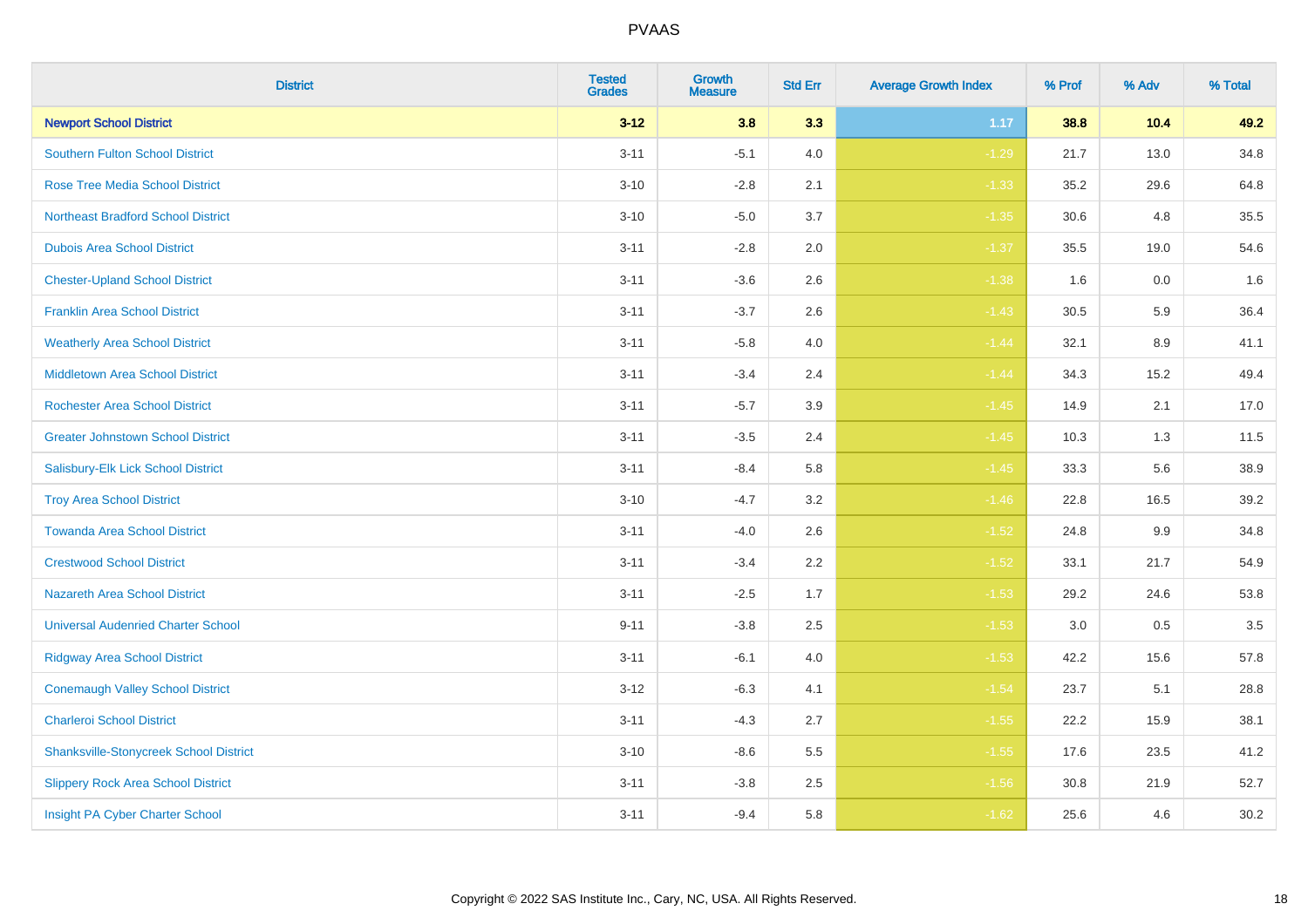# PVAAS

| District | Tested Grades | Growth Measure | Std Err | Average Growth Index | % Prof | % Adv | % Total |
|---|---|---|---|---|---|---|---|
| **Newport School District** | **3-12** | **3.8** | **3.3** | **1.17** | **38.8** | **10.4** | **49.2** |
| Southern Fulton School District | 3-11 | -5.1 | 4.0 | -1.29 | 21.7 | 13.0 | 34.8 |
| Rose Tree Media School District | 3-10 | -2.8 | 2.1 | -1.33 | 35.2 | 29.6 | 64.8 |
| Northeast Bradford School District | 3-10 | -5.0 | 3.7 | -1.35 | 30.6 | 4.8 | 35.5 |
| Dubois Area School District | 3-11 | -2.8 | 2.0 | -1.37 | 35.5 | 19.0 | 54.6 |
| Chester-Upland School District | 3-11 | -3.6 | 2.6 | -1.38 | 1.6 | 0.0 | 1.6 |
| Franklin Area School District | 3-11 | -3.7 | 2.6 | -1.43 | 30.5 | 5.9 | 36.4 |
| Weatherly Area School District | 3-11 | -5.8 | 4.0 | -1.44 | 32.1 | 8.9 | 41.1 |
| Middletown Area School District | 3-11 | -3.4 | 2.4 | -1.44 | 34.3 | 15.2 | 49.4 |
| Rochester Area School District | 3-11 | -5.7 | 3.9 | -1.45 | 14.9 | 2.1 | 17.0 |
| Greater Johnstown School District | 3-11 | -3.5 | 2.4 | -1.45 | 10.3 | 1.3 | 11.5 |
| Salisbury-Elk Lick School District | 3-11 | -8.4 | 5.8 | -1.45 | 33.3 | 5.6 | 38.9 |
| Troy Area School District | 3-10 | -4.7 | 3.2 | -1.46 | 22.8 | 16.5 | 39.2 |
| Towanda Area School District | 3-11 | -4.0 | 2.6 | -1.52 | 24.8 | 9.9 | 34.8 |
| Crestwood School District | 3-11 | -3.4 | 2.2 | -1.52 | 33.1 | 21.7 | 54.9 |
| Nazareth Area School District | 3-11 | -2.5 | 1.7 | -1.53 | 29.2 | 24.6 | 53.8 |
| Universal Audenried Charter School | 9-11 | -3.8 | 2.5 | -1.53 | 3.0 | 0.5 | 3.5 |
| Ridgway Area School District | 3-11 | -6.1 | 4.0 | -1.53 | 42.2 | 15.6 | 57.8 |
| Conemaugh Valley School District | 3-12 | -6.3 | 4.1 | -1.54 | 23.7 | 5.1 | 28.8 |
| Charleroi School District | 3-11 | -4.3 | 2.7 | -1.55 | 22.2 | 15.9 | 38.1 |
| Shanksville-Stonycreek School District | 3-10 | -8.6 | 5.5 | -1.55 | 17.6 | 23.5 | 41.2 |
| Slippery Rock Area School District | 3-11 | -3.8 | 2.5 | -1.56 | 30.8 | 21.9 | 52.7 |
| Insight PA Cyber Charter School | 3-11 | -9.4 | 5.8 | -1.62 | 25.6 | 4.6 | 30.2 |

Copyright © 2022 SAS Institute Inc., Cary, NC, USA. All Rights Reserved.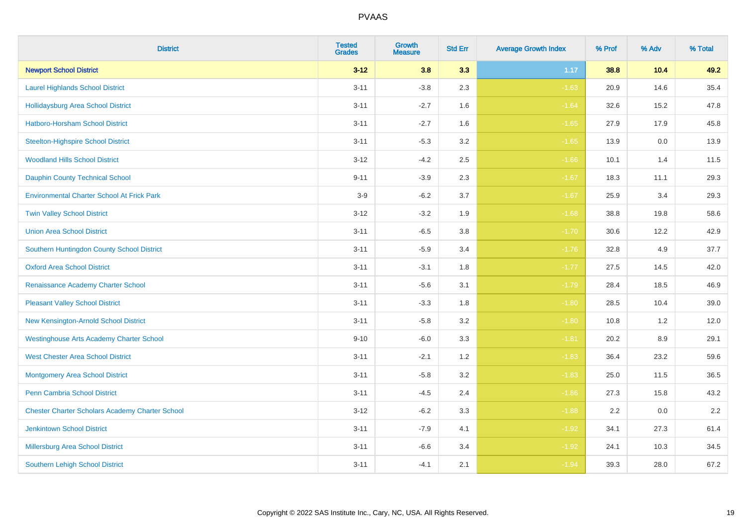| District | Tested Grades | Growth Measure | Std Err | Average Growth Index | % Prof | % Adv | % Total |
|---|---|---|---|---|---|---|---|
| **Newport School District** | **3-12** | **3.8** | **3.3** | **1.17** | **38.8** | **10.4** | **49.2** |
| Laurel Highlands School District | 3-11 | -3.8 | 2.3 | -1.63 | 20.9 | 14.6 | 35.4 |
| Hollidaysburg Area School District | 3-11 | -2.7 | 1.6 | -1.64 | 32.6 | 15.2 | 47.8 |
| Hatboro-Horsham School District | 3-11 | -2.7 | 1.6 | -1.65 | 27.9 | 17.9 | 45.8 |
| Steelton-Highspire School District | 3-11 | -5.3 | 3.2 | -1.65 | 13.9 | 0.0 | 13.9 |
| Woodland Hills School District | 3-12 | -4.2 | 2.5 | -1.66 | 10.1 | 1.4 | 11.5 |
| Dauphin County Technical School | 9-11 | -3.9 | 2.3 | -1.67 | 18.3 | 11.1 | 29.3 |
| Environmental Charter School At Frick Park | 3-9 | -6.2 | 3.7 | -1.67 | 25.9 | 3.4 | 29.3 |
| Twin Valley School District | 3-12 | -3.2 | 1.9 | -1.68 | 38.8 | 19.8 | 58.6 |
| Union Area School District | 3-11 | -6.5 | 3.8 | -1.70 | 30.6 | 12.2 | 42.9 |
| Southern Huntingdon County School District | 3-11 | -5.9 | 3.4 | -1.76 | 32.8 | 4.9 | 37.7 |
| Oxford Area School District | 3-11 | -3.1 | 1.8 | -1.77 | 27.5 | 14.5 | 42.0 |
| Renaissance Academy Charter School | 3-11 | -5.6 | 3.1 | -1.79 | 28.4 | 18.5 | 46.9 |
| Pleasant Valley School District | 3-11 | -3.3 | 1.8 | -1.80 | 28.5 | 10.4 | 39.0 |
| New Kensington-Arnold School District | 3-11 | -5.8 | 3.2 | -1.80 | 10.8 | 1.2 | 12.0 |
| Westinghouse Arts Academy Charter School | 9-10 | -6.0 | 3.3 | -1.81 | 20.2 | 8.9 | 29.1 |
| West Chester Area School District | 3-11 | -2.1 | 1.2 | -1.83 | 36.4 | 23.2 | 59.6 |
| Montgomery Area School District | 3-11 | -5.8 | 3.2 | -1.83 | 25.0 | 11.5 | 36.5 |
| Penn Cambria School District | 3-11 | -4.5 | 2.4 | -1.86 | 27.3 | 15.8 | 43.2 |
| Chester Charter Scholars Academy Charter School | 3-12 | -6.2 | 3.3 | -1.88 | 2.2 | 0.0 | 2.2 |
| Jenkintown School District | 3-11 | -7.9 | 4.1 | -1.92 | 34.1 | 27.3 | 61.4 |
| Millersburg Area School District | 3-11 | -6.6 | 3.4 | -1.92 | 24.1 | 10.3 | 34.5 |
| Southern Lehigh School District | 3-11 | -4.1 | 2.1 | -1.94 | 39.3 | 28.0 | 67.2 |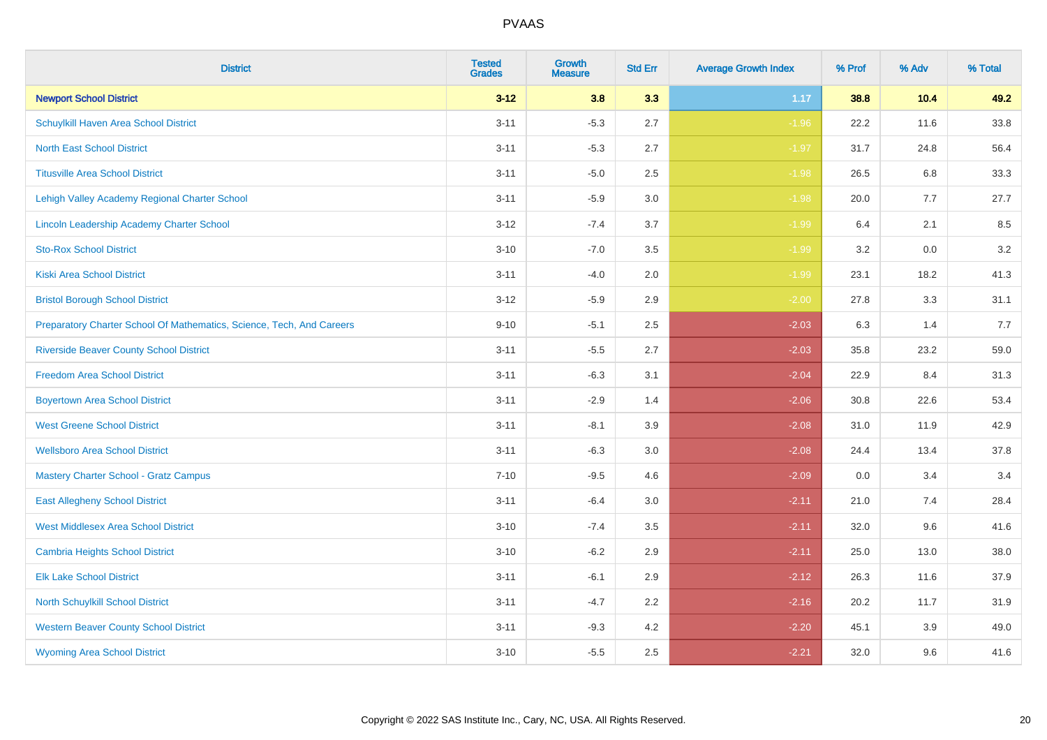| District | Tested Grades | Growth Measure | Std Err | Average Growth Index | % Prof | % Adv | % Total |
|---|---|---|---|---|---|---|---|
| **Newport School District** | **3-12** | **3.8** | **3.3** | **1.17** | **38.8** | **10.4** | **49.2** |
| Schuylkill Haven Area School District | 3-11 | -5.3 | 2.7 | -1.96 | 22.2 | 11.6 | 33.8 |
| North East School District | 3-11 | -5.3 | 2.7 | -1.97 | 31.7 | 24.8 | 56.4 |
| Titusville Area School District | 3-11 | -5.0 | 2.5 | -1.98 | 26.5 | 6.8 | 33.3 |
| Lehigh Valley Academy Regional Charter School | 3-11 | -5.9 | 3.0 | -1.98 | 20.0 | 7.7 | 27.7 |
| Lincoln Leadership Academy Charter School | 3-12 | -7.4 | 3.7 | -1.99 | 6.4 | 2.1 | 8.5 |
| Sto-Rox School District | 3-10 | -7.0 | 3.5 | -1.99 | 3.2 | 0.0 | 3.2 |
| Kiski Area School District | 3-11 | -4.0 | 2.0 | -1.99 | 23.1 | 18.2 | 41.3 |
| Bristol Borough School District | 3-12 | -5.9 | 2.9 | -2.00 | 27.8 | 3.3 | 31.1 |
| Preparatory Charter School Of Mathematics, Science, Tech, And Careers | 9-10 | -5.1 | 2.5 | -2.03 | 6.3 | 1.4 | 7.7 |
| Riverside Beaver County School District | 3-11 | -5.5 | 2.7 | -2.03 | 35.8 | 23.2 | 59.0 |
| Freedom Area School District | 3-11 | -6.3 | 3.1 | -2.04 | 22.9 | 8.4 | 31.3 |
| Boyertown Area School District | 3-11 | -2.9 | 1.4 | -2.06 | 30.8 | 22.6 | 53.4 |
| West Greene School District | 3-11 | -8.1 | 3.9 | -2.08 | 31.0 | 11.9 | 42.9 |
| Wellsboro Area School District | 3-11 | -6.3 | 3.0 | -2.08 | 24.4 | 13.4 | 37.8 |
| Mastery Charter School - Gratz Campus | 7-10 | -9.5 | 4.6 | -2.09 | 0.0 | 3.4 | 3.4 |
| East Allegheny School District | 3-11 | -6.4 | 3.0 | -2.11 | 21.0 | 7.4 | 28.4 |
| West Middlesex Area School District | 3-10 | -7.4 | 3.5 | -2.11 | 32.0 | 9.6 | 41.6 |
| Cambria Heights School District | 3-10 | -6.2 | 2.9 | -2.11 | 25.0 | 13.0 | 38.0 |
| Elk Lake School District | 3-11 | -6.1 | 2.9 | -2.12 | 26.3 | 11.6 | 37.9 |
| North Schuylkill School District | 3-11 | -4.7 | 2.2 | -2.16 | 20.2 | 11.7 | 31.9 |
| Western Beaver County School District | 3-11 | -9.3 | 4.2 | -2.20 | 45.1 | 3.9 | 49.0 |
| Wyoming Area School District | 3-10 | -5.5 | 2.5 | -2.21 | 32.0 | 9.6 | 41.6 |

Copyright © 2022 SAS Institute Inc., Cary, NC, USA. All Rights Reserved.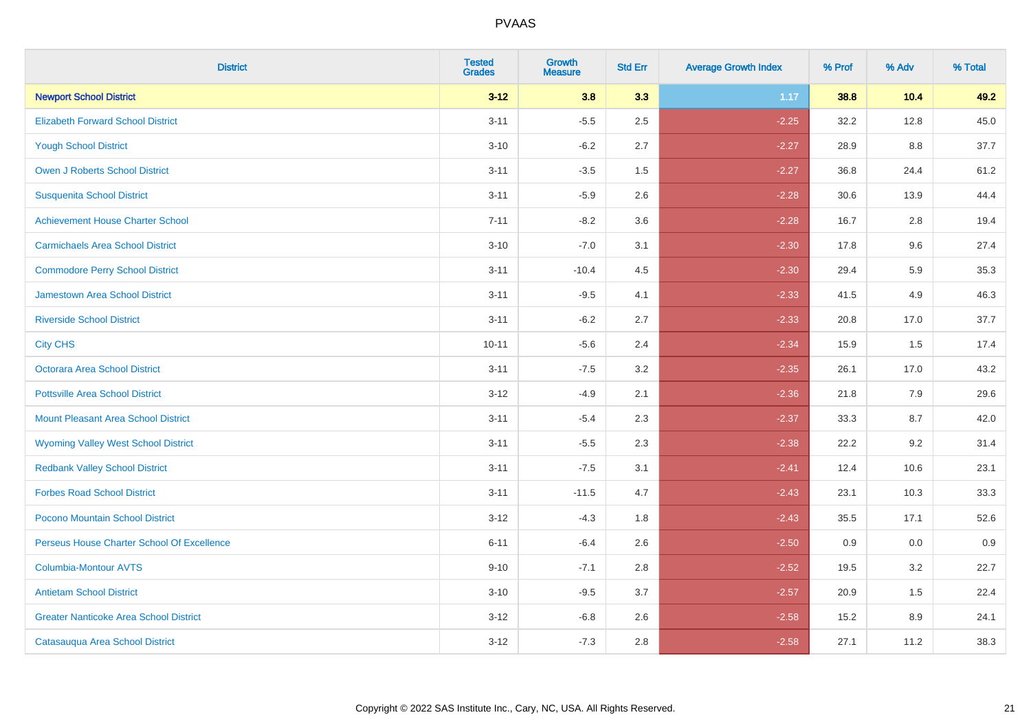# PVAAS

| District | Tested Grades | Growth Measure | Std Err | Average Growth Index | % Prof | % Adv | % Total |
|---|---|---|---|---|---|---|---|
| **Newport School District** | **3-12** | **3.8** | **3.3** | **1.17** | **38.8** | **10.4** | **49.2** |
| Elizabeth Forward School District | 3-11 | -5.5 | 2.5 | -2.25 | 32.2 | 12.8 | 45.0 |
| Yough School District | 3-10 | -6.2 | 2.7 | -2.27 | 28.9 | 8.8 | 37.7 |
| Owen J Roberts School District | 3-11 | -3.5 | 1.5 | -2.27 | 36.8 | 24.4 | 61.2 |
| Susquenita School District | 3-11 | -5.9 | 2.6 | -2.28 | 30.6 | 13.9 | 44.4 |
| Achievement House Charter School | 7-11 | -8.2 | 3.6 | -2.28 | 16.7 | 2.8 | 19.4 |
| Carmichaels Area School District | 3-10 | -7.0 | 3.1 | -2.30 | 17.8 | 9.6 | 27.4 |
| Commodore Perry School District | 3-11 | -10.4 | 4.5 | -2.30 | 29.4 | 5.9 | 35.3 |
| Jamestown Area School District | 3-11 | -9.5 | 4.1 | -2.33 | 41.5 | 4.9 | 46.3 |
| Riverside School District | 3-11 | -6.2 | 2.7 | -2.33 | 20.8 | 17.0 | 37.7 |
| City CHS | 10-11 | -5.6 | 2.4 | -2.34 | 15.9 | 1.5 | 17.4 |
| Octorara Area School District | 3-11 | -7.5 | 3.2 | -2.35 | 26.1 | 17.0 | 43.2 |
| Pottsville Area School District | 3-12 | -4.9 | 2.1 | -2.36 | 21.8 | 7.9 | 29.6 |
| Mount Pleasant Area School District | 3-11 | -5.4 | 2.3 | -2.37 | 33.3 | 8.7 | 42.0 |
| Wyoming Valley West School District | 3-11 | -5.5 | 2.3 | -2.38 | 22.2 | 9.2 | 31.4 |
| Redbank Valley School District | 3-11 | -7.5 | 3.1 | -2.41 | 12.4 | 10.6 | 23.1 |
| Forbes Road School District | 3-11 | -11.5 | 4.7 | -2.43 | 23.1 | 10.3 | 33.3 |
| Pocono Mountain School District | 3-12 | -4.3 | 1.8 | -2.43 | 35.5 | 17.1 | 52.6 |
| Perseus House Charter School Of Excellence | 6-11 | -6.4 | 2.6 | -2.50 | 0.9 | 0.0 | 0.9 |
| Columbia-Montour AVTS | 9-10 | -7.1 | 2.8 | -2.52 | 19.5 | 3.2 | 22.7 |
| Antietam School District | 3-10 | -9.5 | 3.7 | -2.57 | 20.9 | 1.5 | 22.4 |
| Greater Nanticoke Area School District | 3-12 | -6.8 | 2.6 | -2.58 | 15.2 | 8.9 | 24.1 |
| Catasauqua Area School District | 3-12 | -7.3 | 2.8 | -2.58 | 27.1 | 11.2 | 38.3 |

Copyright © 2022 SAS Institute Inc., Cary, NC, USA. All Rights Reserved.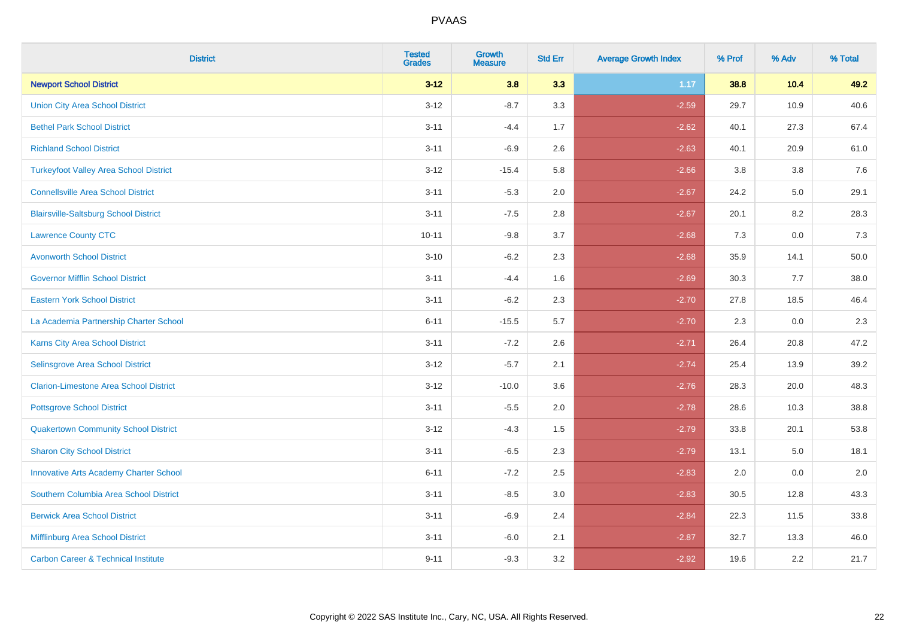| District | Tested Grades | Growth Measure | Std Err | Average Growth Index | % Prof | % Adv | % Total |
|---|---|---|---|---|---|---|---|
| **Newport School District** | **3-12** | **3.8** | **3.3** | **1.17** | **38.8** | **10.4** | **49.2** |
| Union City Area School District | 3-12 | -8.7 | 3.3 | -2.59 | 29.7 | 10.9 | 40.6 |
| Bethel Park School District | 3-11 | -4.4 | 1.7 | -2.62 | 40.1 | 27.3 | 67.4 |
| Richland School District | 3-11 | -6.9 | 2.6 | -2.63 | 40.1 | 20.9 | 61.0 |
| Turkeyfoot Valley Area School District | 3-12 | -15.4 | 5.8 | -2.66 | 3.8 | 3.8 | 7.6 |
| Connellsville Area School District | 3-11 | -5.3 | 2.0 | -2.67 | 24.2 | 5.0 | 29.1 |
| Blairsville-Saltsburg School District | 3-11 | -7.5 | 2.8 | -2.67 | 20.1 | 8.2 | 28.3 |
| Lawrence County CTC | 10-11 | -9.8 | 3.7 | -2.68 | 7.3 | 0.0 | 7.3 |
| Avonworth School District | 3-10 | -6.2 | 2.3 | -2.68 | 35.9 | 14.1 | 50.0 |
| Governor Mifflin School District | 3-11 | -4.4 | 1.6 | -2.69 | 30.3 | 7.7 | 38.0 |
| Eastern York School District | 3-11 | -6.2 | 2.3 | -2.70 | 27.8 | 18.5 | 46.4 |
| La Academia Partnership Charter School | 6-11 | -15.5 | 5.7 | -2.70 | 2.3 | 0.0 | 2.3 |
| Karns City Area School District | 3-11 | -7.2 | 2.6 | -2.71 | 26.4 | 20.8 | 47.2 |
| Selinsgrove Area School District | 3-12 | -5.7 | 2.1 | -2.74 | 25.4 | 13.9 | 39.2 |
| Clarion-Limestone Area School District | 3-12 | -10.0 | 3.6 | -2.76 | 28.3 | 20.0 | 48.3 |
| Pottsgrove School District | 3-11 | -5.5 | 2.0 | -2.78 | 28.6 | 10.3 | 38.8 |
| Quakertown Community School District | 3-12 | -4.3 | 1.5 | -2.79 | 33.8 | 20.1 | 53.8 |
| Sharon City School District | 3-11 | -6.5 | 2.3 | -2.79 | 13.1 | 5.0 | 18.1 |
| Innovative Arts Academy Charter School | 6-11 | -7.2 | 2.5 | -2.83 | 2.0 | 0.0 | 2.0 |
| Southern Columbia Area School District | 3-11 | -8.5 | 3.0 | -2.83 | 30.5 | 12.8 | 43.3 |
| Berwick Area School District | 3-11 | -6.9 | 2.4 | -2.84 | 22.3 | 11.5 | 33.8 |
| Mifflinburg Area School District | 3-11 | -6.0 | 2.1 | -2.87 | 32.7 | 13.3 | 46.0 |
| Carbon Career & Technical Institute | 9-11 | -9.3 | 3.2 | -2.92 | 19.6 | 2.2 | 21.7 |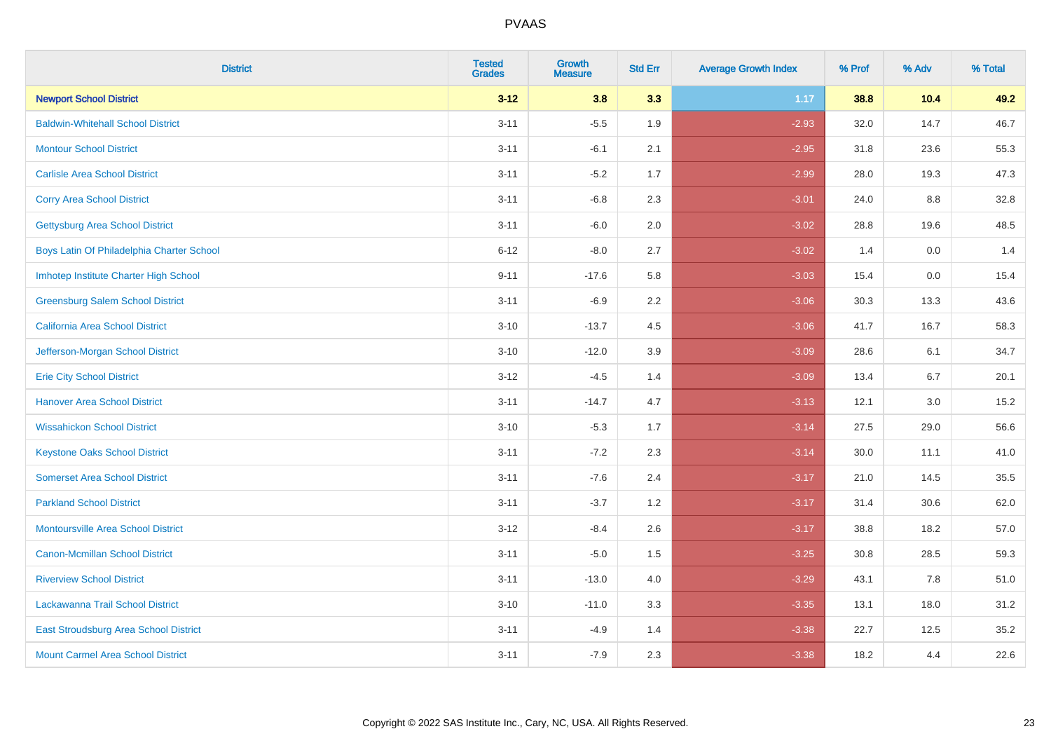PVAAS

| District | Tested Grades | Growth Measure | Std Err | Average Growth Index | % Prof | % Adv | % Total |
|---|---|---|---|---|---|---|---|
| **Newport School District** | **3-12** | **3.8** | **3.3** | **1.17** | **38.8** | **10.4** | **49.2** |
| Baldwin-Whitehall School District | 3-11 | -5.5 | 1.9 | -2.93 | 32.0 | 14.7 | 46.7 |
| Montour School District | 3-11 | -6.1 | 2.1 | -2.95 | 31.8 | 23.6 | 55.3 |
| Carlisle Area School District | 3-11 | -5.2 | 1.7 | -2.99 | 28.0 | 19.3 | 47.3 |
| Corry Area School District | 3-11 | -6.8 | 2.3 | -3.01 | 24.0 | 8.8 | 32.8 |
| Gettysburg Area School District | 3-11 | -6.0 | 2.0 | -3.02 | 28.8 | 19.6 | 48.5 |
| Boys Latin Of Philadelphia Charter School | 6-12 | -8.0 | 2.7 | -3.02 | 1.4 | 0.0 | 1.4 |
| Imhotep Institute Charter High School | 9-11 | -17.6 | 5.8 | -3.03 | 15.4 | 0.0 | 15.4 |
| Greensburg Salem School District | 3-11 | -6.9 | 2.2 | -3.06 | 30.3 | 13.3 | 43.6 |
| California Area School District | 3-10 | -13.7 | 4.5 | -3.06 | 41.7 | 16.7 | 58.3 |
| Jefferson-Morgan School District | 3-10 | -12.0 | 3.9 | -3.09 | 28.6 | 6.1 | 34.7 |
| Erie City School District | 3-12 | -4.5 | 1.4 | -3.09 | 13.4 | 6.7 | 20.1 |
| Hanover Area School District | 3-11 | -14.7 | 4.7 | -3.13 | 12.1 | 3.0 | 15.2 |
| Wissahickon School District | 3-10 | -5.3 | 1.7 | -3.14 | 27.5 | 29.0 | 56.6 |
| Keystone Oaks School District | 3-11 | -7.2 | 2.3 | -3.14 | 30.0 | 11.1 | 41.0 |
| Somerset Area School District | 3-11 | -7.6 | 2.4 | -3.17 | 21.0 | 14.5 | 35.5 |
| Parkland School District | 3-11 | -3.7 | 1.2 | -3.17 | 31.4 | 30.6 | 62.0 |
| Montoursville Area School District | 3-12 | -8.4 | 2.6 | -3.17 | 38.8 | 18.2 | 57.0 |
| Canon-Mcmillan School District | 3-11 | -5.0 | 1.5 | -3.25 | 30.8 | 28.5 | 59.3 |
| Riverview School District | 3-11 | -13.0 | 4.0 | -3.29 | 43.1 | 7.8 | 51.0 |
| Lackawanna Trail School District | 3-10 | -11.0 | 3.3 | -3.35 | 13.1 | 18.0 | 31.2 |
| East Stroudsburg Area School District | 3-11 | -4.9 | 1.4 | -3.38 | 22.7 | 12.5 | 35.2 |
| Mount Carmel Area School District | 3-11 | -7.9 | 2.3 | -3.38 | 18.2 | 4.4 | 22.6 |

Copyright © 2022 SAS Institute Inc., Cary, NC, USA. All Rights Reserved.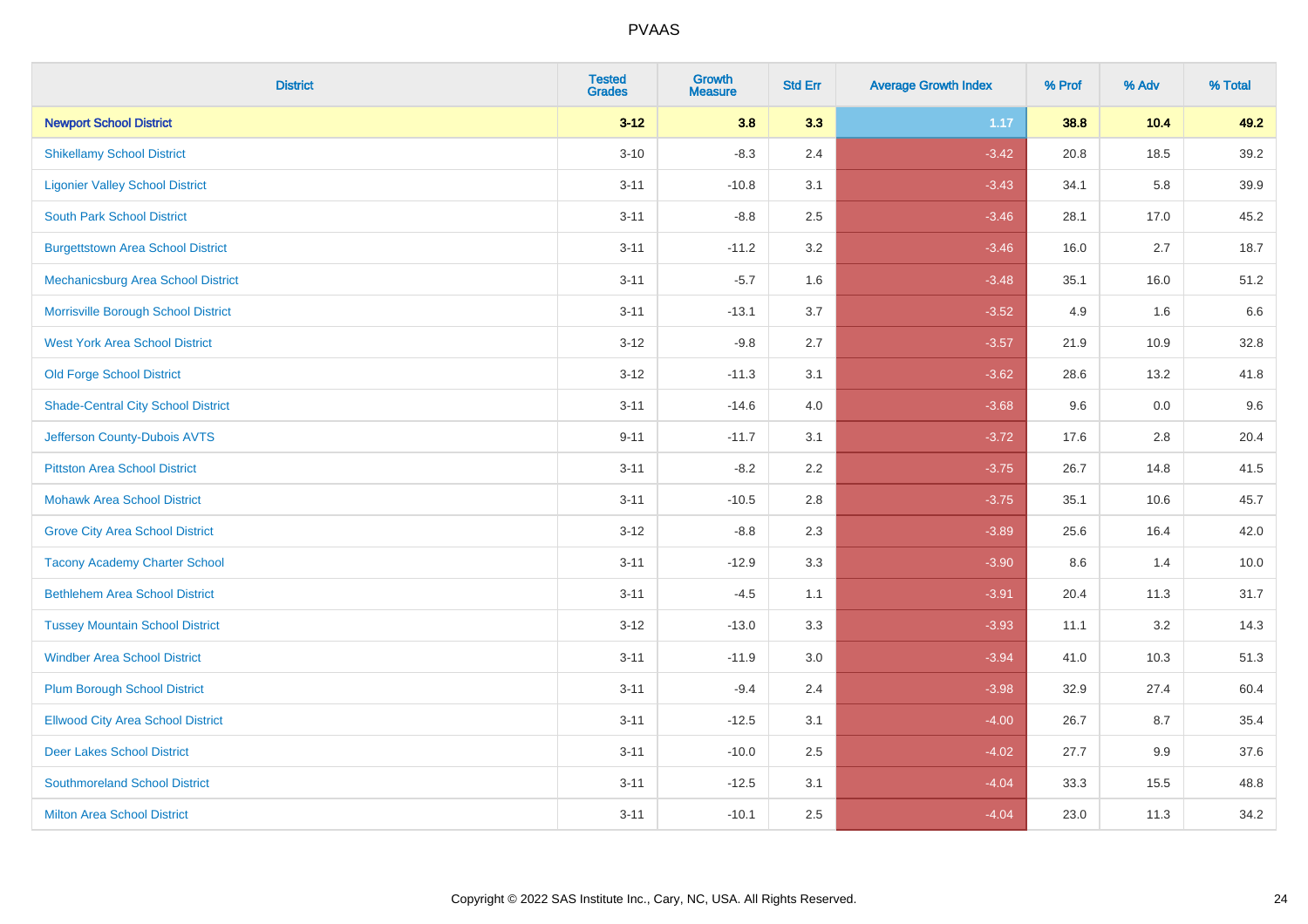| District | Tested Grades | Growth Measure | Std Err | Average Growth Index | % Prof | % Adv | % Total |
|---|---|---|---|---|---|---|---|
| **Newport School District** | **3-12** | **3.8** | **3.3** | **1.17** | **38.8** | **10.4** | **49.2** |
| Shikellamy School District | 3-10 | -8.3 | 2.4 | -3.42 | 20.8 | 18.5 | 39.2 |
| Ligonier Valley School District | 3-11 | -10.8 | 3.1 | -3.43 | 34.1 | 5.8 | 39.9 |
| South Park School District | 3-11 | -8.8 | 2.5 | -3.46 | 28.1 | 17.0 | 45.2 |
| Burgettstown Area School District | 3-11 | -11.2 | 3.2 | -3.46 | 16.0 | 2.7 | 18.7 |
| Mechanicsburg Area School District | 3-11 | -5.7 | 1.6 | -3.48 | 35.1 | 16.0 | 51.2 |
| Morrisville Borough School District | 3-11 | -13.1 | 3.7 | -3.52 | 4.9 | 1.6 | 6.6 |
| West York Area School District | 3-12 | -9.8 | 2.7 | -3.57 | 21.9 | 10.9 | 32.8 |
| Old Forge School District | 3-12 | -11.3 | 3.1 | -3.62 | 28.6 | 13.2 | 41.8 |
| Shade-Central City School District | 3-11 | -14.6 | 4.0 | -3.68 | 9.6 | 0.0 | 9.6 |
| Jefferson County-Dubois AVTS | 9-11 | -11.7 | 3.1 | -3.72 | 17.6 | 2.8 | 20.4 |
| Pittston Area School District | 3-11 | -8.2 | 2.2 | -3.75 | 26.7 | 14.8 | 41.5 |
| Mohawk Area School District | 3-11 | -10.5 | 2.8 | -3.75 | 35.1 | 10.6 | 45.7 |
| Grove City Area School District | 3-12 | -8.8 | 2.3 | -3.89 | 25.6 | 16.4 | 42.0 |
| Tacony Academy Charter School | 3-11 | -12.9 | 3.3 | -3.90 | 8.6 | 1.4 | 10.0 |
| Bethlehem Area School District | 3-11 | -4.5 | 1.1 | -3.91 | 20.4 | 11.3 | 31.7 |
| Tussey Mountain School District | 3-12 | -13.0 | 3.3 | -3.93 | 11.1 | 3.2 | 14.3 |
| Windber Area School District | 3-11 | -11.9 | 3.0 | -3.94 | 41.0 | 10.3 | 51.3 |
| Plum Borough School District | 3-11 | -9.4 | 2.4 | -3.98 | 32.9 | 27.4 | 60.4 |
| Ellwood City Area School District | 3-11 | -12.5 | 3.1 | -4.00 | 26.7 | 8.7 | 35.4 |
| Deer Lakes School District | 3-11 | -10.0 | 2.5 | -4.02 | 27.7 | 9.9 | 37.6 |
| Southmoreland School District | 3-11 | -12.5 | 3.1 | -4.04 | 33.3 | 15.5 | 48.8 |
| Milton Area School District | 3-11 | -10.1 | 2.5 | -4.04 | 23.0 | 11.3 | 34.2 |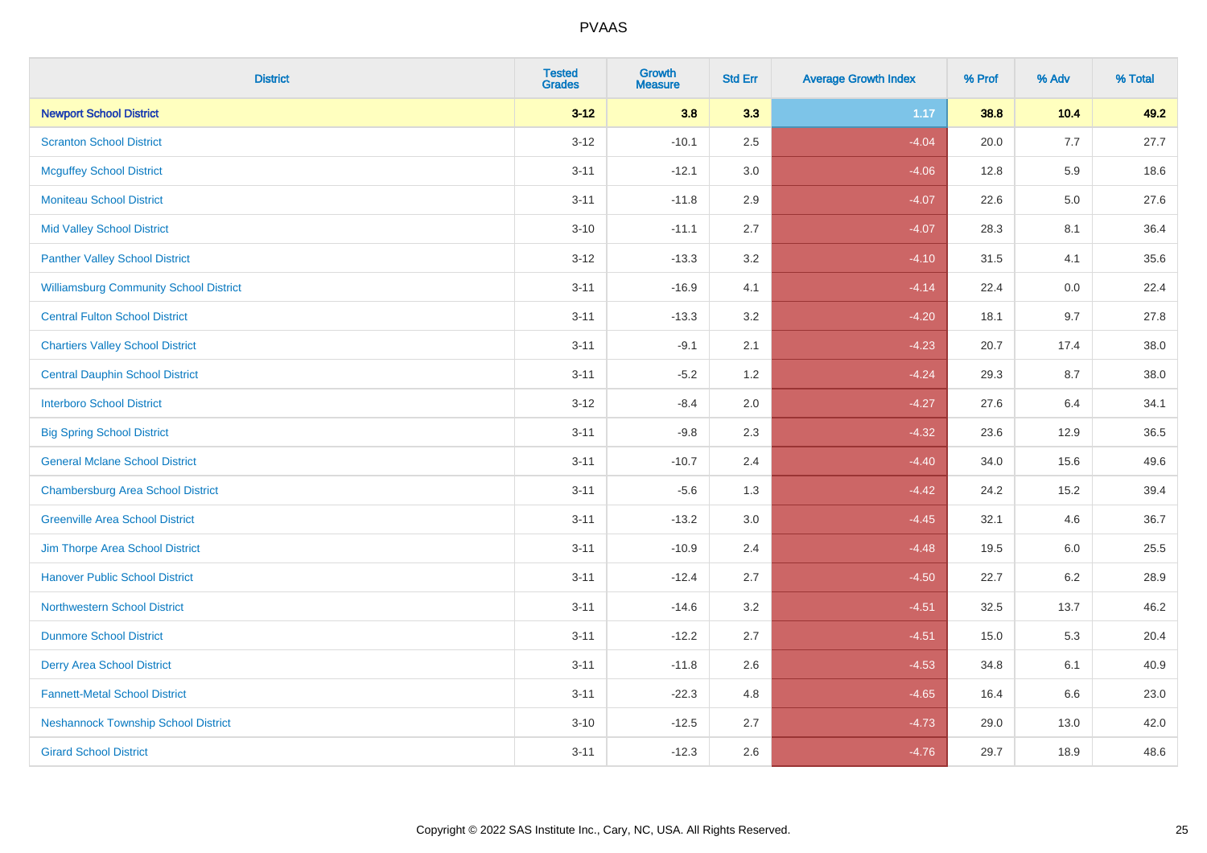| District | Tested Grades | Growth Measure | Std Err | Average Growth Index | % Prof | % Adv | % Total |
|---|---|---|---|---|---|---|---|
| **Newport School District** | **3-12** | **3.8** | **3.3** | **1.17** | **38.8** | **10.4** | **49.2** |
| Scranton School District | 3-12 | -10.1 | 2.5 | -4.04 | 20.0 | 7.7 | 27.7 |
| Mcguffey School District | 3-11 | -12.1 | 3.0 | -4.06 | 12.8 | 5.9 | 18.6 |
| Moniteau School District | 3-11 | -11.8 | 2.9 | -4.07 | 22.6 | 5.0 | 27.6 |
| Mid Valley School District | 3-10 | -11.1 | 2.7 | -4.07 | 28.3 | 8.1 | 36.4 |
| Panther Valley School District | 3-12 | -13.3 | 3.2 | -4.10 | 31.5 | 4.1 | 35.6 |
| Williamsburg Community School District | 3-11 | -16.9 | 4.1 | -4.14 | 22.4 | 0.0 | 22.4 |
| Central Fulton School District | 3-11 | -13.3 | 3.2 | -4.20 | 18.1 | 9.7 | 27.8 |
| Chartiers Valley School District | 3-11 | -9.1 | 2.1 | -4.23 | 20.7 | 17.4 | 38.0 |
| Central Dauphin School District | 3-11 | -5.2 | 1.2 | -4.24 | 29.3 | 8.7 | 38.0 |
| Interboro School District | 3-12 | -8.4 | 2.0 | -4.27 | 27.6 | 6.4 | 34.1 |
| Big Spring School District | 3-11 | -9.8 | 2.3 | -4.32 | 23.6 | 12.9 | 36.5 |
| General Mclane School District | 3-11 | -10.7 | 2.4 | -4.40 | 34.0 | 15.6 | 49.6 |
| Chambersburg Area School District | 3-11 | -5.6 | 1.3 | -4.42 | 24.2 | 15.2 | 39.4 |
| Greenville Area School District | 3-11 | -13.2 | 3.0 | -4.45 | 32.1 | 4.6 | 36.7 |
| Jim Thorpe Area School District | 3-11 | -10.9 | 2.4 | -4.48 | 19.5 | 6.0 | 25.5 |
| Hanover Public School District | 3-11 | -12.4 | 2.7 | -4.50 | 22.7 | 6.2 | 28.9 |
| Northwestern School District | 3-11 | -14.6 | 3.2 | -4.51 | 32.5 | 13.7 | 46.2 |
| Dunmore School District | 3-11 | -12.2 | 2.7 | -4.51 | 15.0 | 5.3 | 20.4 |
| Derry Area School District | 3-11 | -11.8 | 2.6 | -4.53 | 34.8 | 6.1 | 40.9 |
| Fannett-Metal School District | 3-11 | -22.3 | 4.8 | -4.65 | 16.4 | 6.6 | 23.0 |
| Neshannock Township School District | 3-10 | -12.5 | 2.7 | -4.73 | 29.0 | 13.0 | 42.0 |
| Girard School District | 3-11 | -12.3 | 2.6 | -4.76 | 29.7 | 18.9 | 48.6 |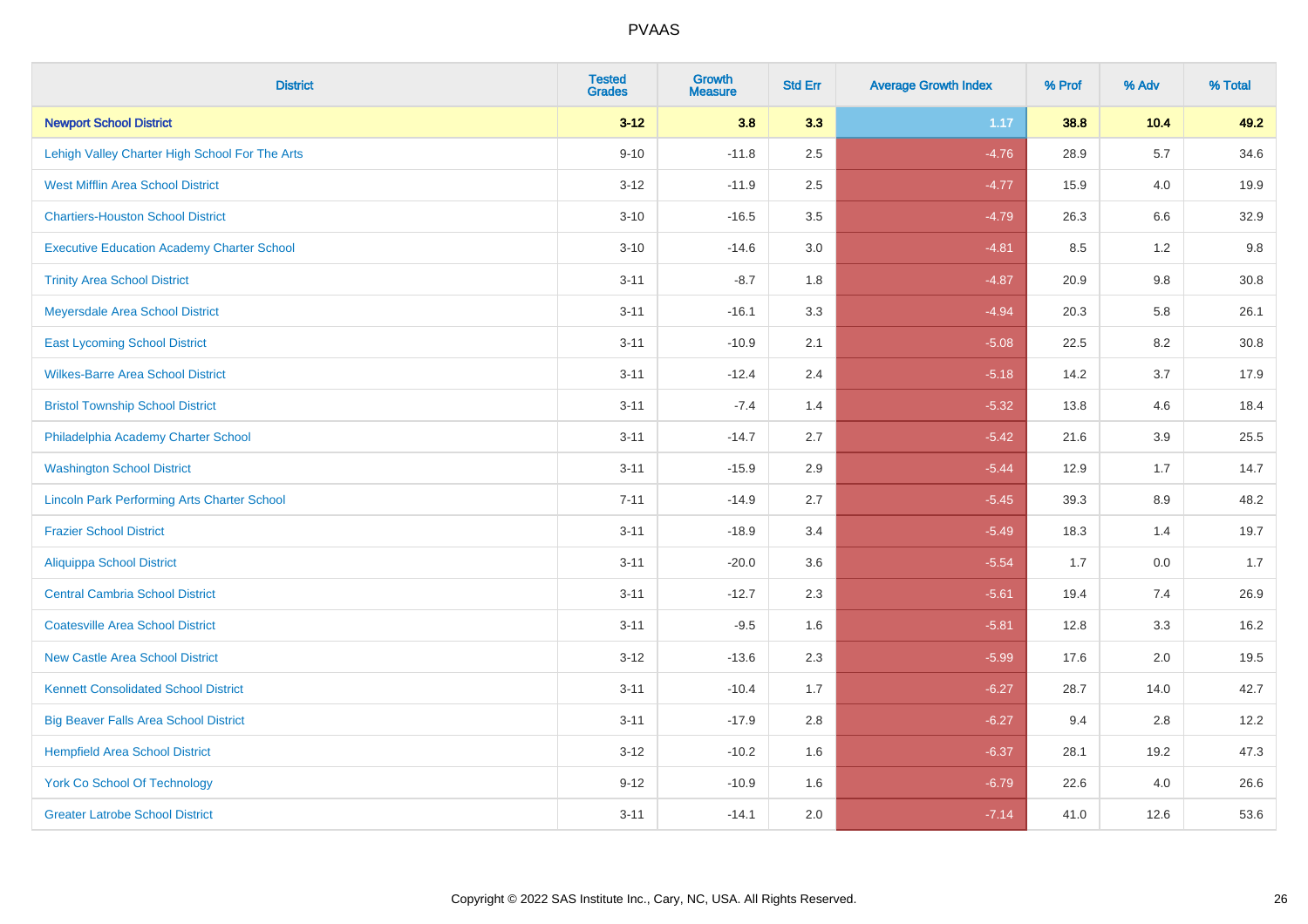# PVAAS

| District | Tested Grades | Growth Measure | Std Err | Average Growth Index | % Prof | % Adv | % Total |
|---|---|---|---|---|---|---|---|
| **Newport School District** | **3-12** | **3.8** | **3.3** | **1.17** | **38.8** | **10.4** | **49.2** |
| Lehigh Valley Charter High School For The Arts | 9-10 | -11.8 | 2.5 | -4.76 | 28.9 | 5.7 | 34.6 |
| West Mifflin Area School District | 3-12 | -11.9 | 2.5 | -4.77 | 15.9 | 4.0 | 19.9 |
| Chartiers-Houston School District | 3-10 | -16.5 | 3.5 | -4.79 | 26.3 | 6.6 | 32.9 |
| Executive Education Academy Charter School | 3-10 | -14.6 | 3.0 | -4.81 | 8.5 | 1.2 | 9.8 |
| Trinity Area School District | 3-11 | -8.7 | 1.8 | -4.87 | 20.9 | 9.8 | 30.8 |
| Meyersdale Area School District | 3-11 | -16.1 | 3.3 | -4.94 | 20.3 | 5.8 | 26.1 |
| East Lycoming School District | 3-11 | -10.9 | 2.1 | -5.08 | 22.5 | 8.2 | 30.8 |
| Wilkes-Barre Area School District | 3-11 | -12.4 | 2.4 | -5.18 | 14.2 | 3.7 | 17.9 |
| Bristol Township School District | 3-11 | -7.4 | 1.4 | -5.32 | 13.8 | 4.6 | 18.4 |
| Philadelphia Academy Charter School | 3-11 | -14.7 | 2.7 | -5.42 | 21.6 | 3.9 | 25.5 |
| Washington School District | 3-11 | -15.9 | 2.9 | -5.44 | 12.9 | 1.7 | 14.7 |
| Lincoln Park Performing Arts Charter School | 7-11 | -14.9 | 2.7 | -5.45 | 39.3 | 8.9 | 48.2 |
| Frazier School District | 3-11 | -18.9 | 3.4 | -5.49 | 18.3 | 1.4 | 19.7 |
| Aliquippa School District | 3-11 | -20.0 | 3.6 | -5.54 | 1.7 | 0.0 | 1.7 |
| Central Cambria School District | 3-11 | -12.7 | 2.3 | -5.61 | 19.4 | 7.4 | 26.9 |
| Coatesville Area School District | 3-11 | -9.5 | 1.6 | -5.81 | 12.8 | 3.3 | 16.2 |
| New Castle Area School District | 3-12 | -13.6 | 2.3 | -5.99 | 17.6 | 2.0 | 19.5 |
| Kennett Consolidated School District | 3-11 | -10.4 | 1.7 | -6.27 | 28.7 | 14.0 | 42.7 |
| Big Beaver Falls Area School District | 3-11 | -17.9 | 2.8 | -6.27 | 9.4 | 2.8 | 12.2 |
| Hempfield Area School District | 3-12 | -10.2 | 1.6 | -6.37 | 28.1 | 19.2 | 47.3 |
| York Co School Of Technology | 9-12 | -10.9 | 1.6 | -6.79 | 22.6 | 4.0 | 26.6 |
| Greater Latrobe School District | 3-11 | -14.1 | 2.0 | -7.14 | 41.0 | 12.6 | 53.6 |

Copyright © 2022 SAS Institute Inc., Cary, NC, USA. All Rights Reserved.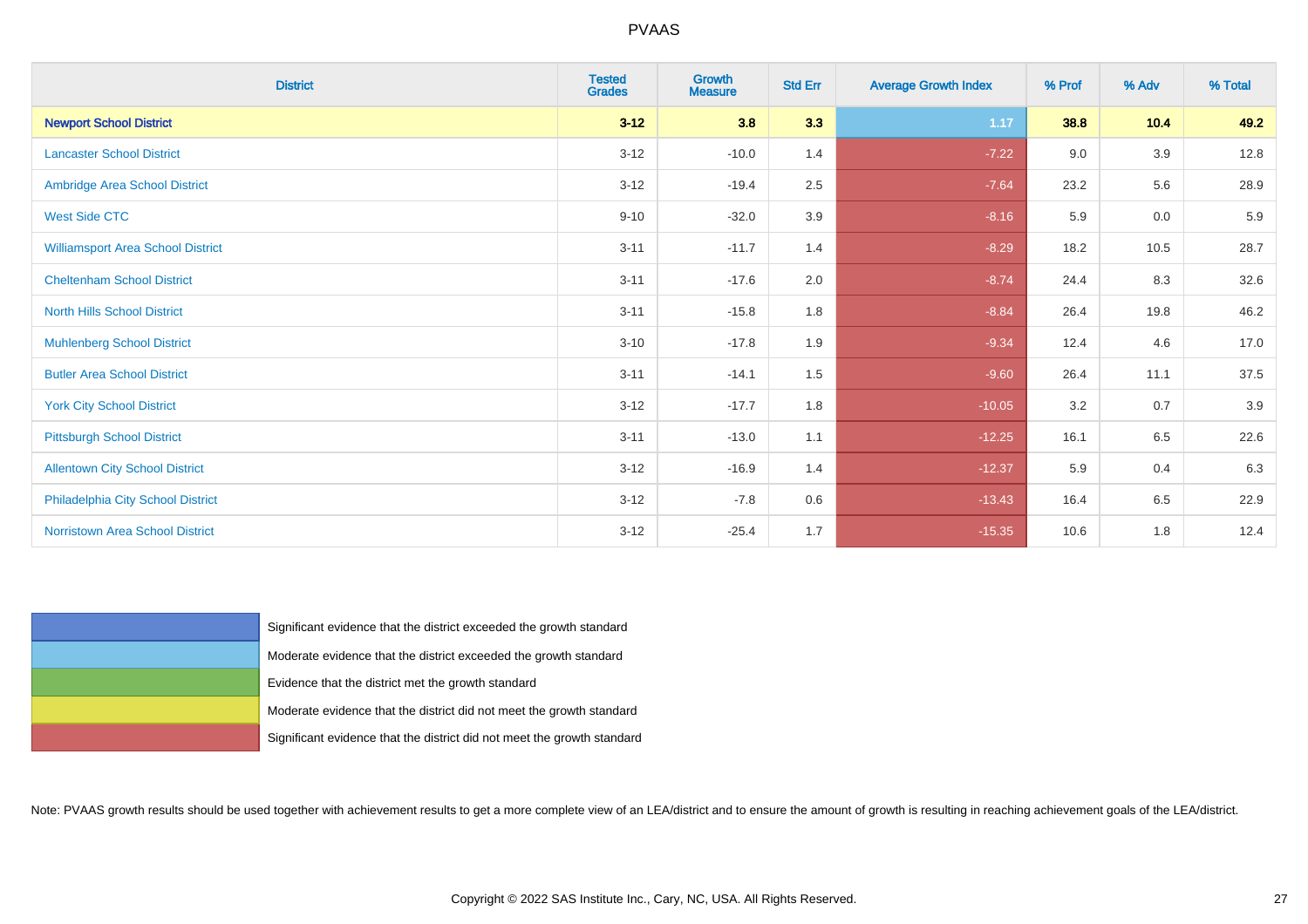# PVAAS

| District | Tested Grades | Growth Measure | Std Err | Average Growth Index | % Prof | % Adv | % Total |
|---|---|---|---|---|---|---|---|
| **Newport School District** | **3-12** | **3.8** | **3.3** | **1.17** | **38.8** | **10.4** | **49.2** |
| Lancaster School District | 3-12 | -10.0 | 1.4 | -7.22 | 9.0 | 3.9 | 12.8 |
| Ambridge Area School District | 3-12 | -19.4 | 2.5 | -7.64 | 23.2 | 5.6 | 28.9 |
| West Side CTC | 9-10 | -32.0 | 3.9 | -8.16 | 5.9 | 0.0 | 5.9 |
| Williamsport Area School District | 3-11 | -11.7 | 1.4 | -8.29 | 18.2 | 10.5 | 28.7 |
| Cheltenham School District | 3-11 | -17.6 | 2.0 | -8.74 | 24.4 | 8.3 | 32.6 |
| North Hills School District | 3-11 | -15.8 | 1.8 | -8.84 | 26.4 | 19.8 | 46.2 |
| Muhlenberg School District | 3-10 | -17.8 | 1.9 | -9.34 | 12.4 | 4.6 | 17.0 |
| Butler Area School District | 3-11 | -14.1 | 1.5 | -9.60 | 26.4 | 11.1 | 37.5 |
| York City School District | 3-12 | -17.7 | 1.8 | -10.05 | 3.2 | 0.7 | 3.9 |
| Pittsburgh School District | 3-11 | -13.0 | 1.1 | -12.25 | 16.1 | 6.5 | 22.6 |
| Allentown City School District | 3-12 | -16.9 | 1.4 | -12.37 | 5.9 | 0.4 | 6.3 |
| Philadelphia City School District | 3-12 | -7.8 | 0.6 | -13.43 | 16.4 | 6.5 | 22.9 |
| Norristown Area School District | 3-12 | -25.4 | 1.7 | -15.35 | 10.6 | 1.8 | 12.4 |

- Significant evidence that the district exceeded the growth standard
- Moderate evidence that the district exceeded the growth standard
- Evidence that the district met the growth standard
- Moderate evidence that the district did not meet the growth standard
- Significant evidence that the district did not meet the growth standard

Note: PVAAS growth results should be used together with achievement results to get a more complete view of an LEA/district and to ensure the amount of growth is resulting in reaching achievement goals of the LEA/district.

Copyright © 2022 SAS Institute Inc., Cary, NC, USA. All Rights Reserved.